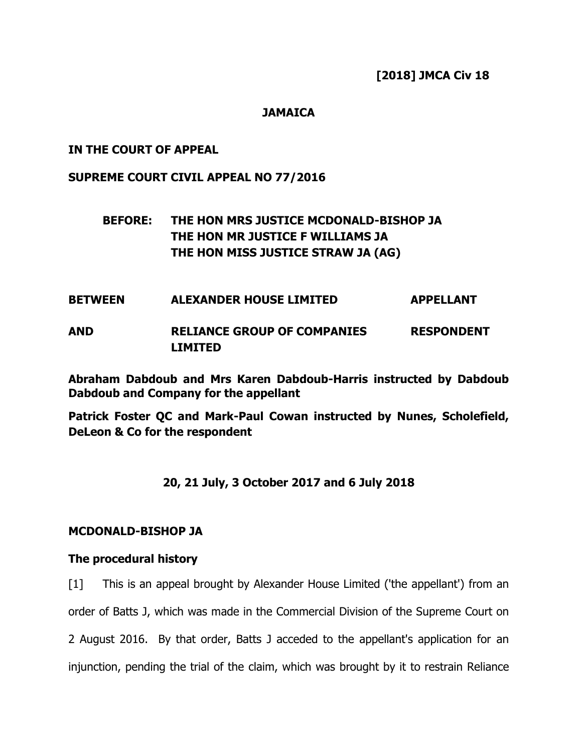**[2018] JMCA Civ 18**

**JAMAICA**

**IN THE COURT OF APPEAL**

**SUPREME COURT CIVIL APPEAL NO 77/2016**

**BEFORE: THE HON MRS JUSTICE MCDONALD-BISHOP JA**
**THE HON MR JUSTICE F WILLIAMS JA**
**THE HON MISS JUSTICE STRAW JA (AG)**

| | | |
|---|---|---|
| **BETWEEN** | **ALEXANDER HOUSE LIMITED** | **APPELLANT** |
| **AND** | **RELIANCE GROUP OF COMPANIES LIMITED** | **RESPONDENT** |

**Abraham Dabdoub and Mrs Karen Dabdoub-Harris instructed by Dabdoub Dabdoub and Company for the appellant**

**Patrick Foster QC and Mark-Paul Cowan instructed by Nunes, Scholefield, DeLeon & Co for the respondent**

**20, 21 July, 3 October 2017 and 6 July 2018**

## MCDONALD-BISHOP JA

### The procedural history

[1] This is an appeal brought by Alexander House Limited ('the appellant') from an order of Batts J, which was made in the Commercial Division of the Supreme Court on 2 August 2016. By that order, Batts J acceded to the appellant's application for an injunction, pending the trial of the claim, which was brought by it to restrain Reliance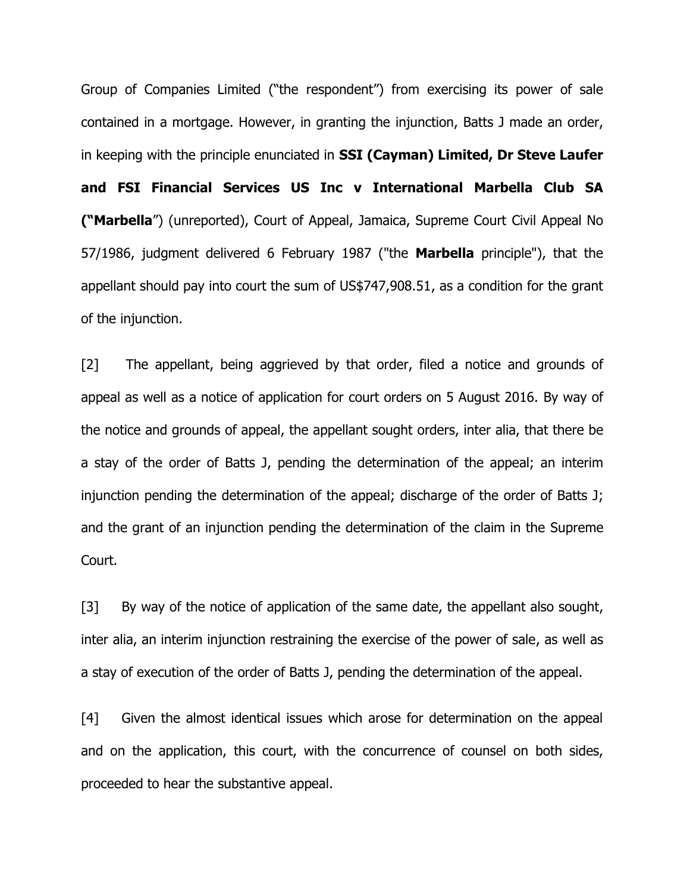Group of Companies Limited ("the respondent") from exercising its power of sale contained in a mortgage. However, in granting the injunction, Batts J made an order, in keeping with the principle enunciated in **SSI (Cayman) Limited, Dr Steve Laufer and FSI Financial Services US Inc v International Marbella Club SA ("Marbella**") (unreported), Court of Appeal, Jamaica, Supreme Court Civil Appeal No 57/1986, judgment delivered 6 February 1987 ("the **Marbella** principle"), that the appellant should pay into court the sum of US$747,908.51, as a condition for the grant of the injunction.

[2] The appellant, being aggrieved by that order, filed a notice and grounds of appeal as well as a notice of application for court orders on 5 August 2016. By way of the notice and grounds of appeal, the appellant sought orders, inter alia, that there be a stay of the order of Batts J, pending the determination of the appeal; an interim injunction pending the determination of the appeal; discharge of the order of Batts J; and the grant of an injunction pending the determination of the claim in the Supreme Court.

[3] By way of the notice of application of the same date, the appellant also sought, inter alia, an interim injunction restraining the exercise of the power of sale, as well as a stay of execution of the order of Batts J, pending the determination of the appeal.

[4] Given the almost identical issues which arose for determination on the appeal and on the application, this court, with the concurrence of counsel on both sides, proceeded to hear the substantive appeal.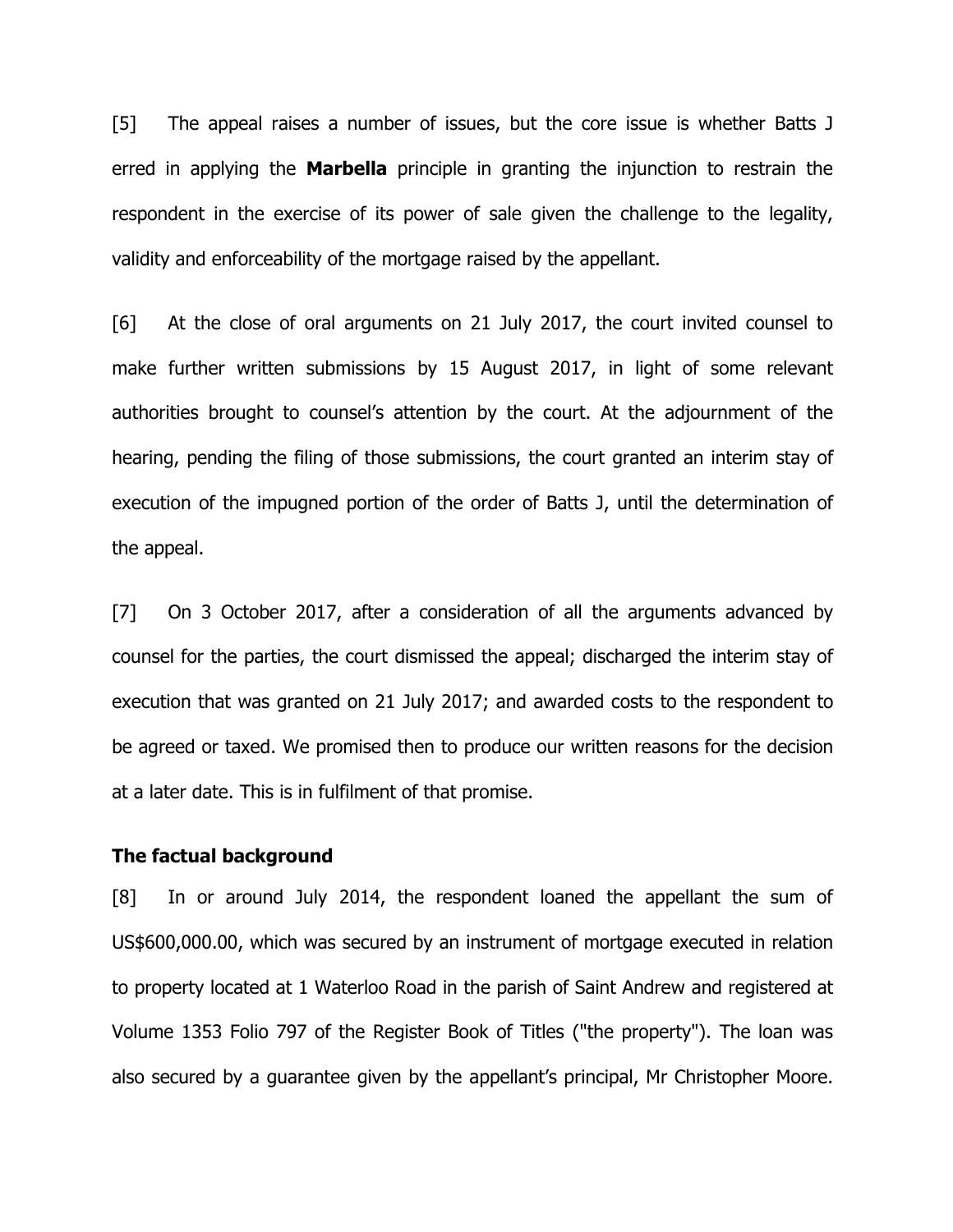[5] The appeal raises a number of issues, but the core issue is whether Batts J erred in applying the **Marbella** principle in granting the injunction to restrain the respondent in the exercise of its power of sale given the challenge to the legality, validity and enforceability of the mortgage raised by the appellant.

[6] At the close of oral arguments on 21 July 2017, the court invited counsel to make further written submissions by 15 August 2017, in light of some relevant authorities brought to counsel's attention by the court. At the adjournment of the hearing, pending the filing of those submissions, the court granted an interim stay of execution of the impugned portion of the order of Batts J, until the determination of the appeal.

[7] On 3 October 2017, after a consideration of all the arguments advanced by counsel for the parties, the court dismissed the appeal; discharged the interim stay of execution that was granted on 21 July 2017; and awarded costs to the respondent to be agreed or taxed. We promised then to produce our written reasons for the decision at a later date. This is in fulfilment of that promise.

**The factual background**

[8] In or around July 2014, the respondent loaned the appellant the sum of US$600,000.00, which was secured by an instrument of mortgage executed in relation to property located at 1 Waterloo Road in the parish of Saint Andrew and registered at Volume 1353 Folio 797 of the Register Book of Titles ("the property"). The loan was also secured by a guarantee given by the appellant's principal, Mr Christopher Moore.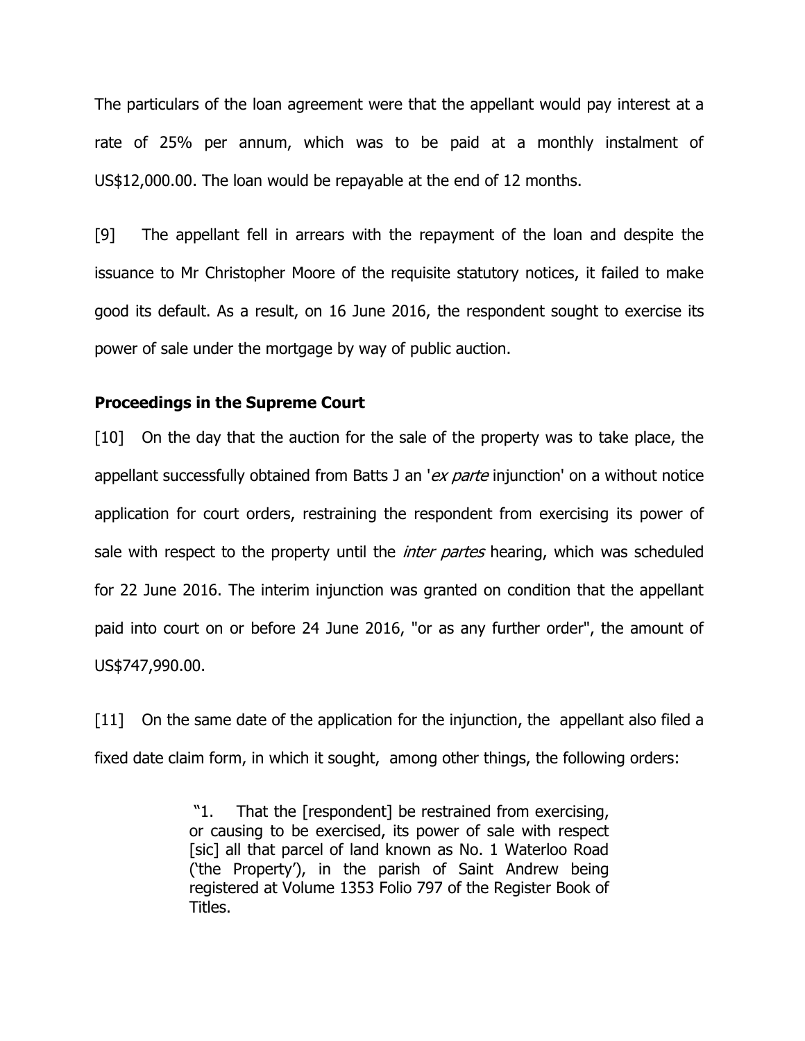The particulars of the loan agreement were that the appellant would pay interest at a rate of 25% per annum, which was to be paid at a monthly instalment of US$12,000.00. The loan would be repayable at the end of 12 months.

[9] The appellant fell in arrears with the repayment of the loan and despite the issuance to Mr Christopher Moore of the requisite statutory notices, it failed to make good its default. As a result, on 16 June 2016, the respondent sought to exercise its power of sale under the mortgage by way of public auction.

**Proceedings in the Supreme Court**

[10] On the day that the auction for the sale of the property was to take place, the appellant successfully obtained from Batts J an '*ex parte* injunction' on a without notice application for court orders, restraining the respondent from exercising its power of sale with respect to the property until the *inter partes* hearing, which was scheduled for 22 June 2016. The interim injunction was granted on condition that the appellant paid into court on or before 24 June 2016, "or as any further order", the amount of US$747,990.00.

[11] On the same date of the application for the injunction, the appellant also filed a fixed date claim form, in which it sought, among other things, the following orders:

> "1. That the [respondent] be restrained from exercising, or causing to be exercised, its power of sale with respect [sic] all that parcel of land known as No. 1 Waterloo Road ('the Property'), in the parish of Saint Andrew being registered at Volume 1353 Folio 797 of the Register Book of Titles.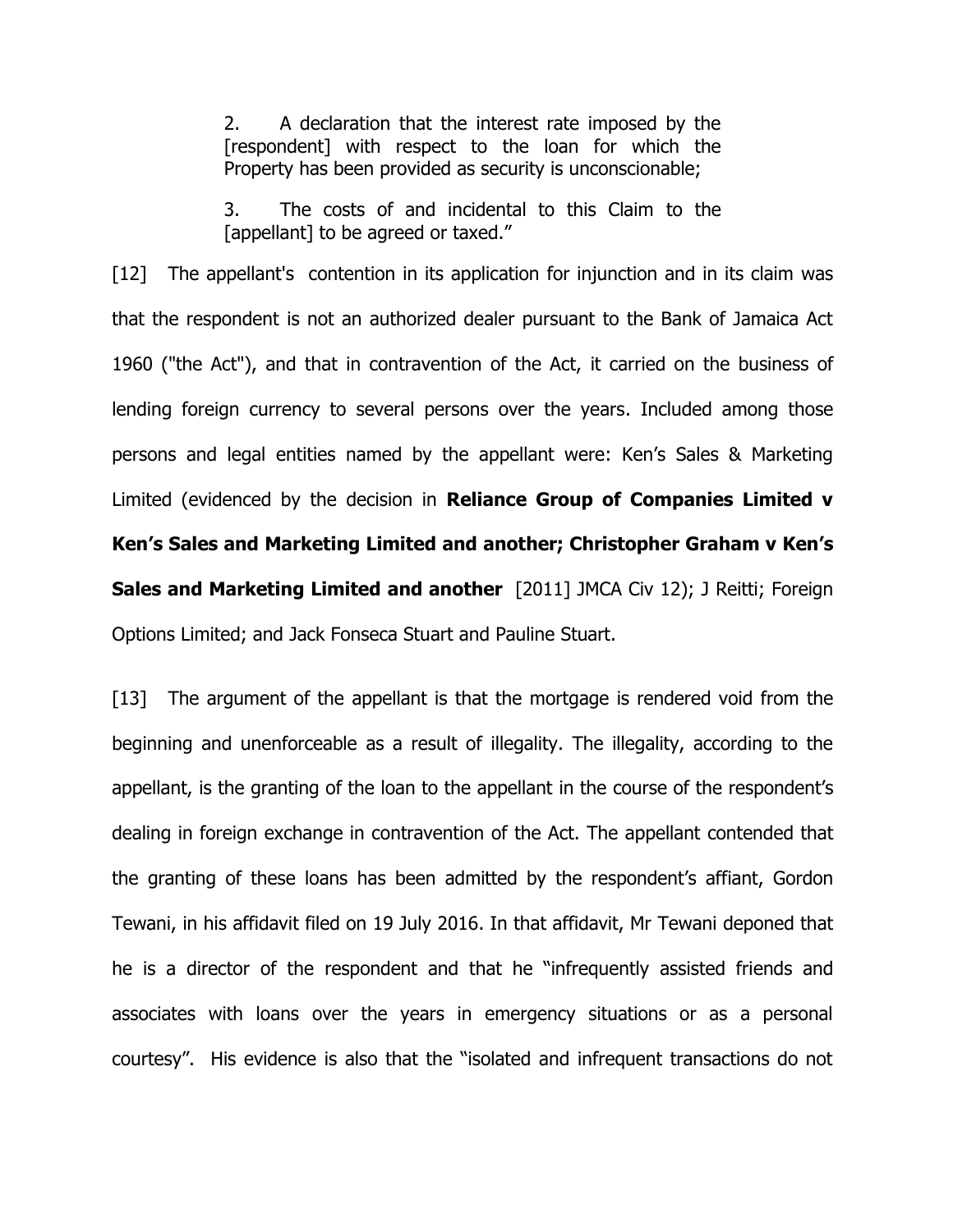> 2. A declaration that the interest rate imposed by the [respondent] with respect to the loan for which the Property has been provided as security is unconscionable;
>
> 3. The costs of and incidental to this Claim to the [appellant] to be agreed or taxed."

[12] The appellant's contention in its application for injunction and in its claim was that the respondent is not an authorized dealer pursuant to the Bank of Jamaica Act 1960 ("the Act"), and that in contravention of the Act, it carried on the business of lending foreign currency to several persons over the years. Included among those persons and legal entities named by the appellant were: Ken's Sales & Marketing Limited (evidenced by the decision in **Reliance Group of Companies Limited v Ken's Sales and Marketing Limited and another; Christopher Graham v Ken's Sales and Marketing Limited and another** [2011] JMCA Civ 12); J Reitti; Foreign Options Limited; and Jack Fonseca Stuart and Pauline Stuart.

[13] The argument of the appellant is that the mortgage is rendered void from the beginning and unenforceable as a result of illegality. The illegality, according to the appellant, is the granting of the loan to the appellant in the course of the respondent's dealing in foreign exchange in contravention of the Act. The appellant contended that the granting of these loans has been admitted by the respondent's affiant, Gordon Tewani, in his affidavit filed on 19 July 2016. In that affidavit, Mr Tewani deponed that he is a director of the respondent and that he "infrequently assisted friends and associates with loans over the years in emergency situations or as a personal courtesy". His evidence is also that the "isolated and infrequent transactions do not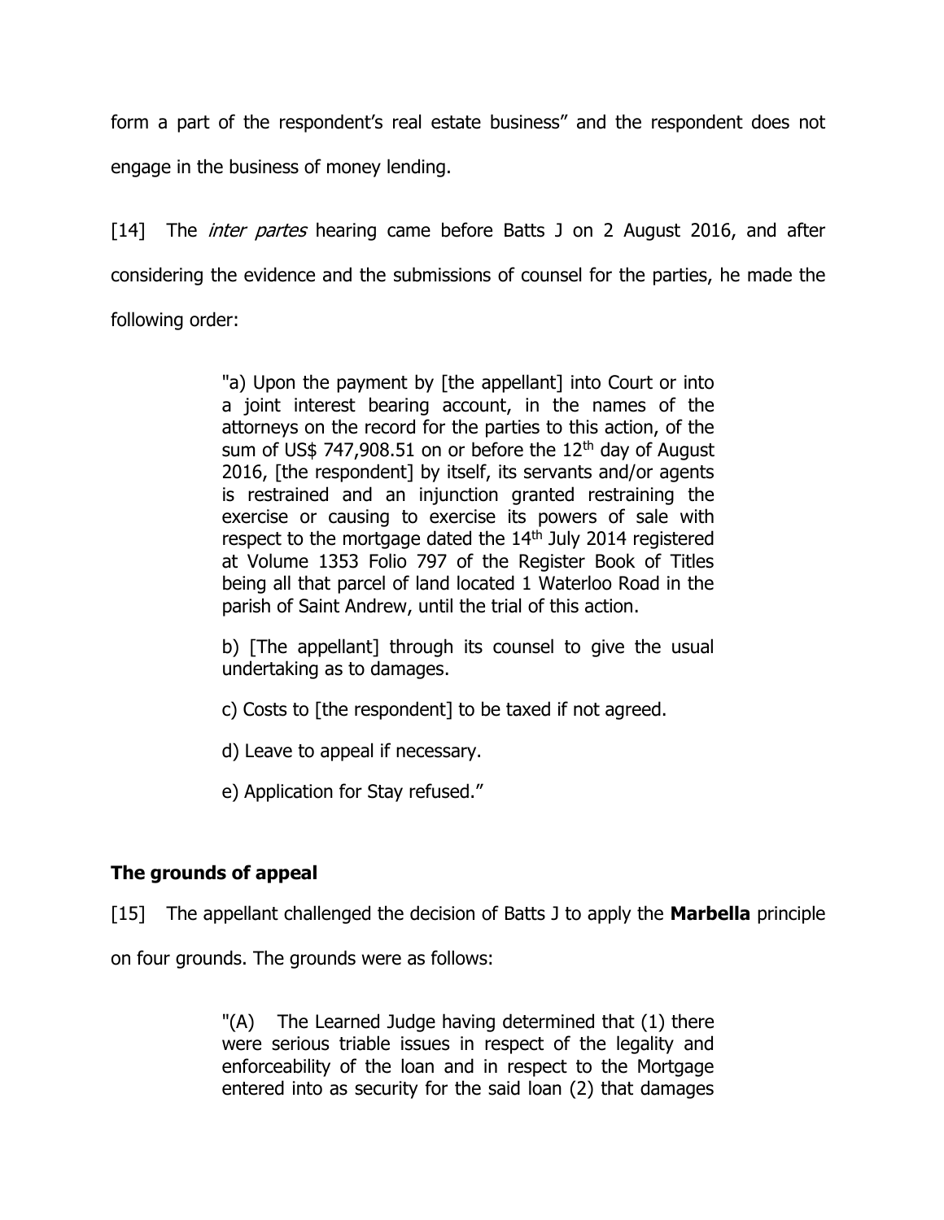form a part of the respondent's real estate business" and the respondent does not engage in the business of money lending.

[14] The *inter partes* hearing came before Batts J on 2 August 2016, and after considering the evidence and the submissions of counsel for the parties, he made the following order:

> "a) Upon the payment by [the appellant] into Court or into a joint interest bearing account, in the names of the attorneys on the record for the parties to this action, of the sum of US$ 747,908.51 on or before the 12th day of August 2016, [the respondent] by itself, its servants and/or agents is restrained and an injunction granted restraining the exercise or causing to exercise its powers of sale with respect to the mortgage dated the 14th July 2014 registered at Volume 1353 Folio 797 of the Register Book of Titles being all that parcel of land located 1 Waterloo Road in the parish of Saint Andrew, until the trial of this action.
>
> b) [The appellant] through its counsel to give the usual undertaking as to damages.
>
> c) Costs to [the respondent] to be taxed if not agreed.
>
> d) Leave to appeal if necessary.
>
> e) Application for Stay refused."

## The grounds of appeal

[15] The appellant challenged the decision of Batts J to apply the **Marbella** principle on four grounds. The grounds were as follows:

> "(A) The Learned Judge having determined that (1) there were serious triable issues in respect of the legality and enforceability of the loan and in respect to the Mortgage entered into as security for the said loan (2) that damages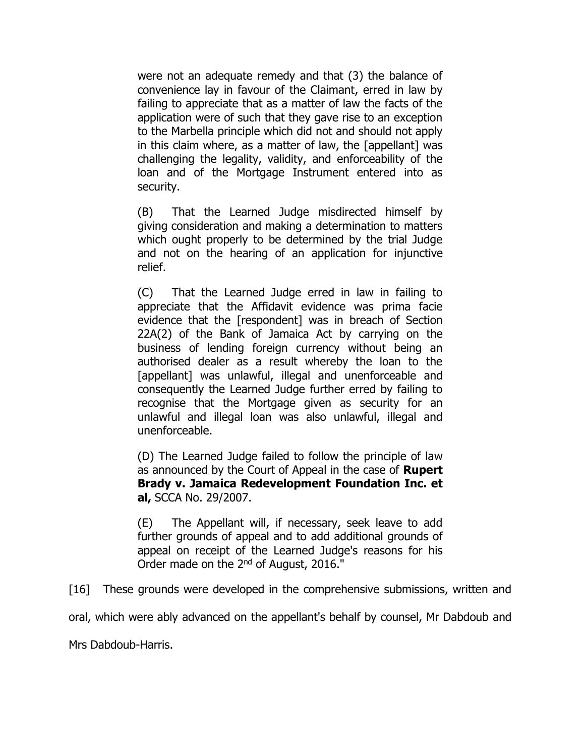were not an adequate remedy and that (3) the balance of convenience lay in favour of the Claimant, erred in law by failing to appreciate that as a matter of law the facts of the application were of such that they gave rise to an exception to the Marbella principle which did not and should not apply in this claim where, as a matter of law, the [appellant] was challenging the legality, validity, and enforceability of the loan and of the Mortgage Instrument entered into as security.

(B) That the Learned Judge misdirected himself by giving consideration and making a determination to matters which ought properly to be determined by the trial Judge and not on the hearing of an application for injunctive relief.

(C) That the Learned Judge erred in law in failing to appreciate that the Affidavit evidence was prima facie evidence that the [respondent] was in breach of Section 22A(2) of the Bank of Jamaica Act by carrying on the business of lending foreign currency without being an authorised dealer as a result whereby the loan to the [appellant] was unlawful, illegal and unenforceable and consequently the Learned Judge further erred by failing to recognise that the Mortgage given as security for an unlawful and illegal loan was also unlawful, illegal and unenforceable.

(D) The Learned Judge failed to follow the principle of law as announced by the Court of Appeal in the case of **Rupert Brady v. Jamaica Redevelopment Foundation Inc. et al,** SCCA No. 29/2007.

(E) The Appellant will, if necessary, seek leave to add further grounds of appeal and to add additional grounds of appeal on receipt of the Learned Judge's reasons for his Order made on the 2nd of August, 2016."

[16] These grounds were developed in the comprehensive submissions, written and oral, which were ably advanced on the appellant's behalf by counsel, Mr Dabdoub and Mrs Dabdoub-Harris.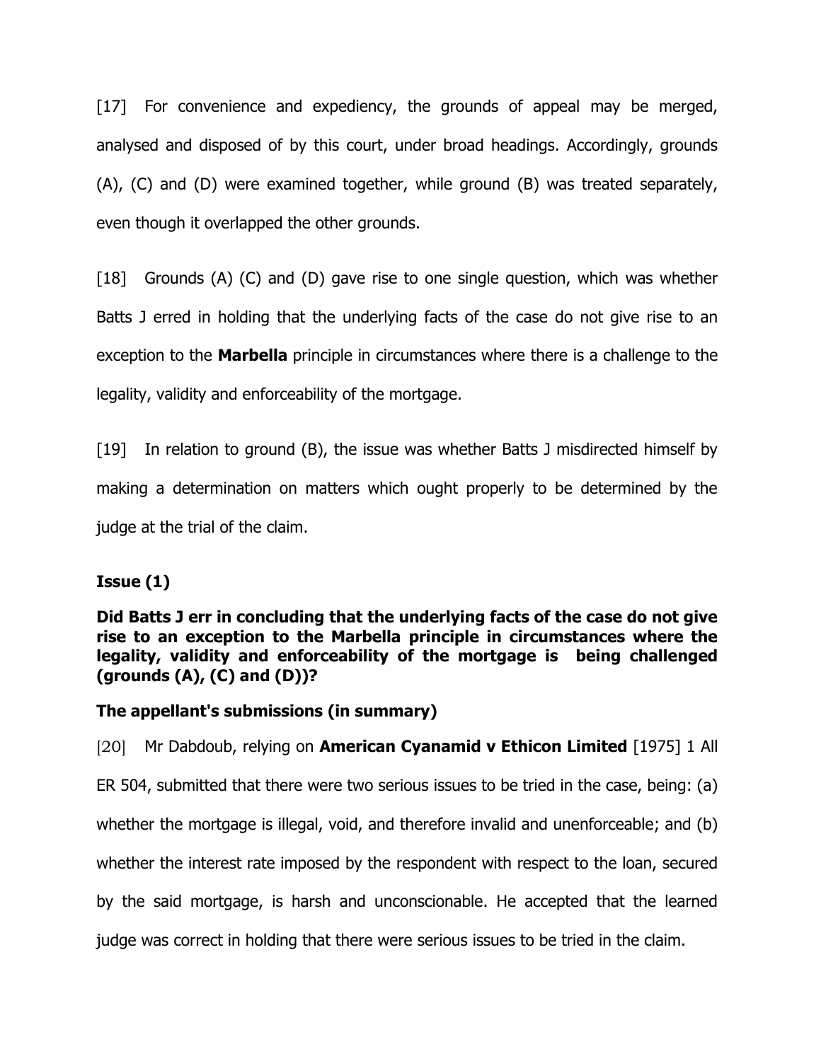[17] For convenience and expediency, the grounds of appeal may be merged, analysed and disposed of by this court, under broad headings. Accordingly, grounds (A), (C) and (D) were examined together, while ground (B) was treated separately, even though it overlapped the other grounds.

[18] Grounds (A) (C) and (D) gave rise to one single question, which was whether Batts J erred in holding that the underlying facts of the case do not give rise to an exception to the **Marbella** principle in circumstances where there is a challenge to the legality, validity and enforceability of the mortgage.

[19] In relation to ground (B), the issue was whether Batts J misdirected himself by making a determination on matters which ought properly to be determined by the judge at the trial of the claim.

**Issue (1)**

**Did Batts J err in concluding that the underlying facts of the case do not give rise to an exception to the Marbella principle in circumstances where the legality, validity and enforceability of the mortgage is being challenged (grounds (A), (C) and (D))?**

**The appellant's submissions (in summary)**

[20] Mr Dabdoub, relying on **American Cyanamid v Ethicon Limited** [1975] 1 All ER 504, submitted that there were two serious issues to be tried in the case, being: (a) whether the mortgage is illegal, void, and therefore invalid and unenforceable; and (b) whether the interest rate imposed by the respondent with respect to the loan, secured by the said mortgage, is harsh and unconscionable. He accepted that the learned judge was correct in holding that there were serious issues to be tried in the claim.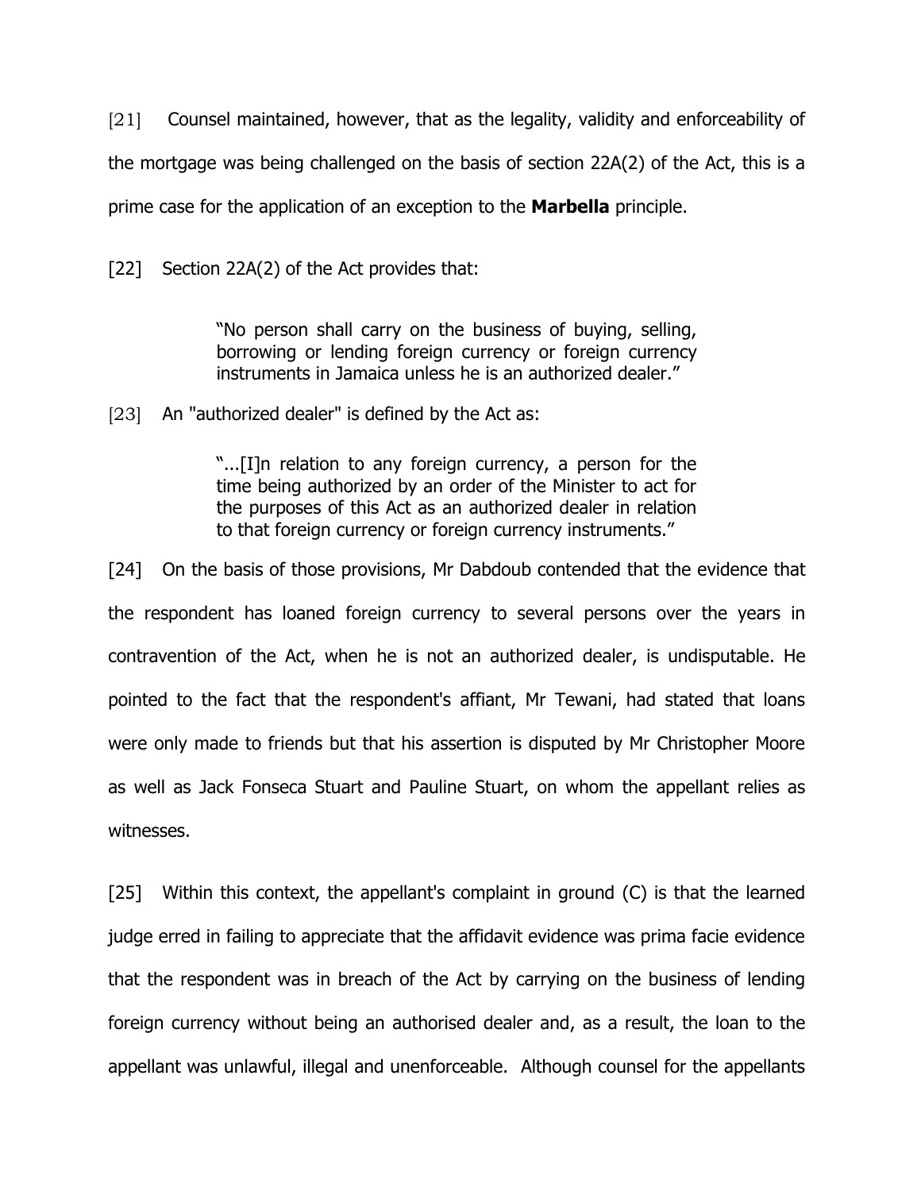[21] Counsel maintained, however, that as the legality, validity and enforceability of the mortgage was being challenged on the basis of section 22A(2) of the Act, this is a prime case for the application of an exception to the **Marbella** principle.

[22] Section 22A(2) of the Act provides that:

> "No person shall carry on the business of buying, selling, borrowing or lending foreign currency or foreign currency instruments in Jamaica unless he is an authorized dealer."

[23] An "authorized dealer" is defined by the Act as:

> "...[I]n relation to any foreign currency, a person for the time being authorized by an order of the Minister to act for the purposes of this Act as an authorized dealer in relation to that foreign currency or foreign currency instruments."

[24] On the basis of those provisions, Mr Dabdoub contended that the evidence that the respondent has loaned foreign currency to several persons over the years in contravention of the Act, when he is not an authorized dealer, is undisputable. He pointed to the fact that the respondent's affiant, Mr Tewani, had stated that loans were only made to friends but that his assertion is disputed by Mr Christopher Moore as well as Jack Fonseca Stuart and Pauline Stuart, on whom the appellant relies as witnesses.

[25] Within this context, the appellant's complaint in ground (C) is that the learned judge erred in failing to appreciate that the affidavit evidence was prima facie evidence that the respondent was in breach of the Act by carrying on the business of lending foreign currency without being an authorised dealer and, as a result, the loan to the appellant was unlawful, illegal and unenforceable. Although counsel for the appellants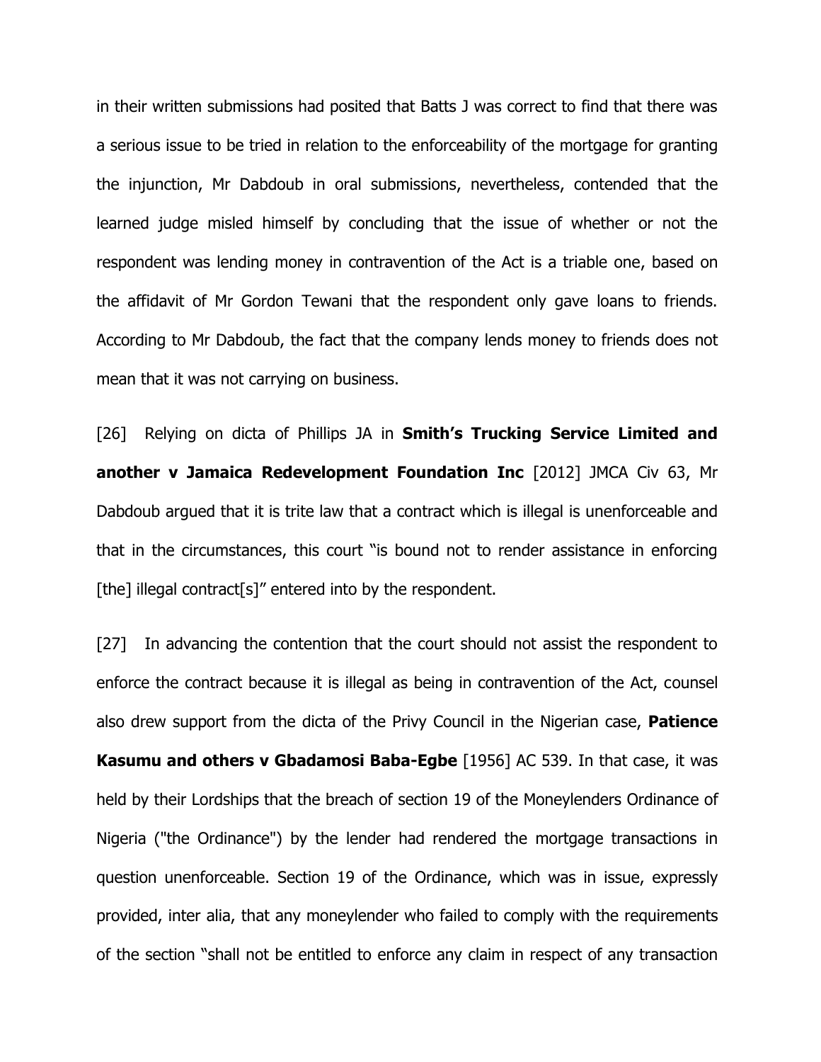in their written submissions had posited that Batts J was correct to find that there was a serious issue to be tried in relation to the enforceability of the mortgage for granting the injunction, Mr Dabdoub in oral submissions, nevertheless, contended that the learned judge misled himself by concluding that the issue of whether or not the respondent was lending money in contravention of the Act is a triable one, based on the affidavit of Mr Gordon Tewani that the respondent only gave loans to friends. According to Mr Dabdoub, the fact that the company lends money to friends does not mean that it was not carrying on business.

[26] Relying on dicta of Phillips JA in **Smith's Trucking Service Limited and another v Jamaica Redevelopment Foundation Inc** [2012] JMCA Civ 63, Mr Dabdoub argued that it is trite law that a contract which is illegal is unenforceable and that in the circumstances, this court "is bound not to render assistance in enforcing [the] illegal contract[s]" entered into by the respondent.

[27] In advancing the contention that the court should not assist the respondent to enforce the contract because it is illegal as being in contravention of the Act, counsel also drew support from the dicta of the Privy Council in the Nigerian case, **Patience Kasumu and others v Gbadamosi Baba-Egbe** [1956] AC 539. In that case, it was held by their Lordships that the breach of section 19 of the Moneylenders Ordinance of Nigeria ("the Ordinance") by the lender had rendered the mortgage transactions in question unenforceable. Section 19 of the Ordinance, which was in issue, expressly provided, inter alia, that any moneylender who failed to comply with the requirements of the section "shall not be entitled to enforce any claim in respect of any transaction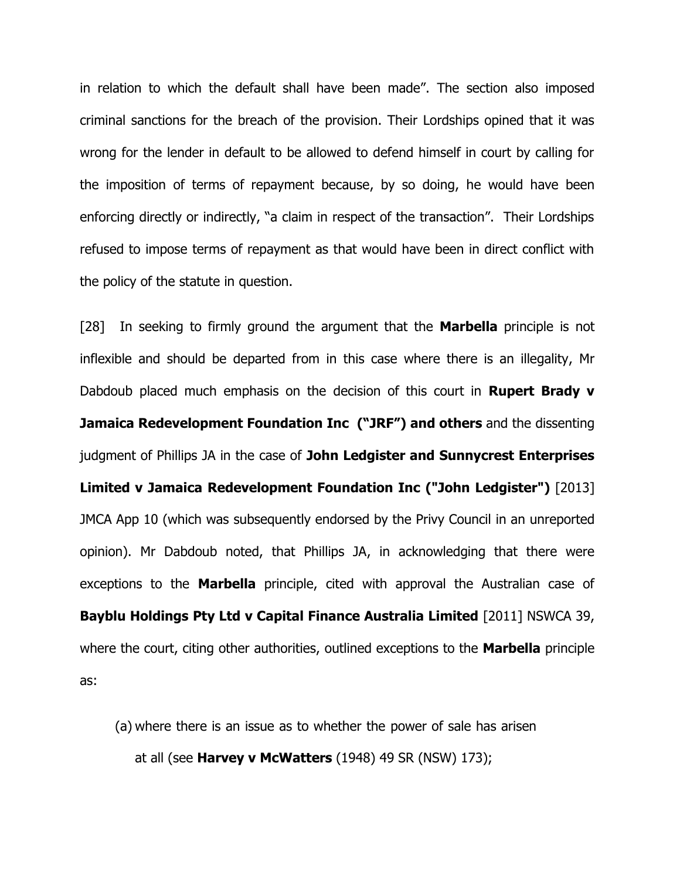in relation to which the default shall have been made". The section also imposed criminal sanctions for the breach of the provision. Their Lordships opined that it was wrong for the lender in default to be allowed to defend himself in court by calling for the imposition of terms of repayment because, by so doing, he would have been enforcing directly or indirectly, "a claim in respect of the transaction". Their Lordships refused to impose terms of repayment as that would have been in direct conflict with the policy of the statute in question.

[28] In seeking to firmly ground the argument that the **Marbella** principle is not inflexible and should be departed from in this case where there is an illegality, Mr Dabdoub placed much emphasis on the decision of this court in **Rupert Brady v Jamaica Redevelopment Foundation Inc ("JRF") and others** and the dissenting judgment of Phillips JA in the case of **John Ledgister and Sunnycrest Enterprises Limited v Jamaica Redevelopment Foundation Inc ("John Ledgister")** [2013] JMCA App 10 (which was subsequently endorsed by the Privy Council in an unreported opinion). Mr Dabdoub noted, that Phillips JA, in acknowledging that there were exceptions to the **Marbella** principle, cited with approval the Australian case of **Bayblu Holdings Pty Ltd v Capital Finance Australia Limited** [2011] NSWCA 39, where the court, citing other authorities, outlined exceptions to the **Marbella** principle as:

(a) where there is an issue as to whether the power of sale has arisen at all (see **Harvey v McWatters** (1948) 49 SR (NSW) 173);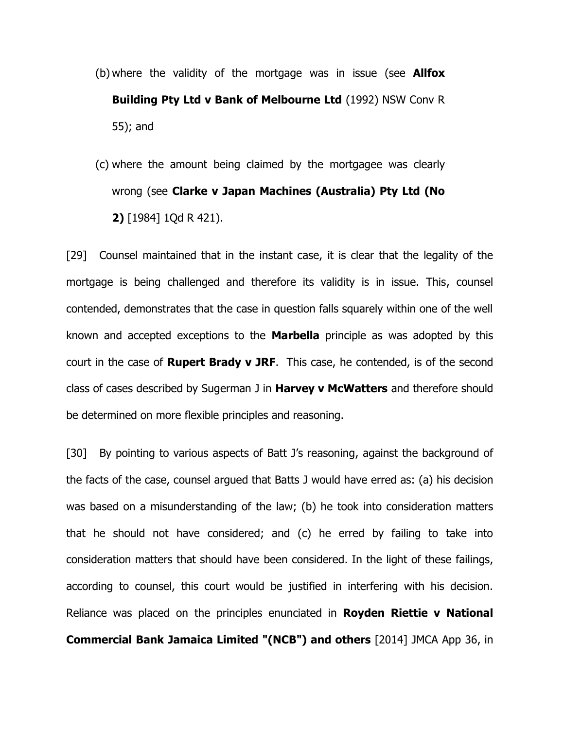(b) where the validity of the mortgage was in issue (see **Allfox Building Pty Ltd v Bank of Melbourne Ltd** (1992) NSW Conv R 55); and

(c) where the amount being claimed by the mortgagee was clearly wrong (see **Clarke v Japan Machines (Australia) Pty Ltd (No 2)** [1984] 1Qd R 421).

[29] Counsel maintained that in the instant case, it is clear that the legality of the mortgage is being challenged and therefore its validity is in issue. This, counsel contended, demonstrates that the case in question falls squarely within one of the well known and accepted exceptions to the **Marbella** principle as was adopted by this court in the case of **Rupert Brady v JRF**. This case, he contended, is of the second class of cases described by Sugerman J in **Harvey v McWatters** and therefore should be determined on more flexible principles and reasoning.

[30] By pointing to various aspects of Batt J's reasoning, against the background of the facts of the case, counsel argued that Batts J would have erred as: (a) his decision was based on a misunderstanding of the law; (b) he took into consideration matters that he should not have considered; and (c) he erred by failing to take into consideration matters that should have been considered. In the light of these failings, according to counsel, this court would be justified in interfering with his decision. Reliance was placed on the principles enunciated in **Royden Riettie v National Commercial Bank Jamaica Limited "(NCB") and others** [2014] JMCA App 36, in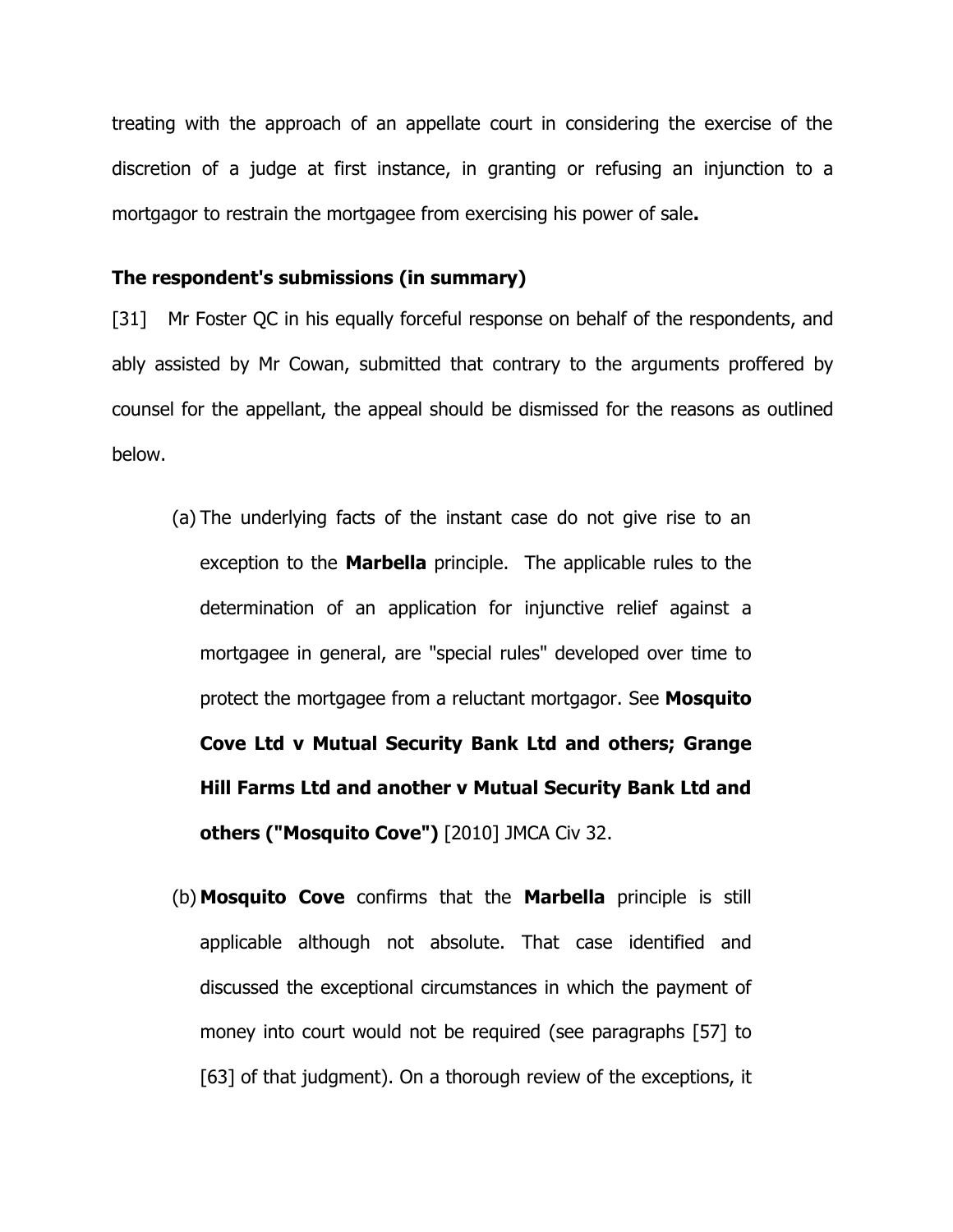treating with the approach of an appellate court in considering the exercise of the discretion of a judge at first instance, in granting or refusing an injunction to a mortgagor to restrain the mortgagee from exercising his power of sale**.**

**The respondent's submissions (in summary)**

[31] Mr Foster QC in his equally forceful response on behalf of the respondents, and ably assisted by Mr Cowan, submitted that contrary to the arguments proffered by counsel for the appellant, the appeal should be dismissed for the reasons as outlined below.

(a) The underlying facts of the instant case do not give rise to an exception to the **Marbella** principle. The applicable rules to the determination of an application for injunctive relief against a mortgagee in general, are "special rules" developed over time to protect the mortgagee from a reluctant mortgagor. See **Mosquito Cove Ltd v Mutual Security Bank Ltd and others; Grange Hill Farms Ltd and another v Mutual Security Bank Ltd and others ("Mosquito Cove")** [2010] JMCA Civ 32.

(b) **Mosquito Cove** confirms that the **Marbella** principle is still applicable although not absolute. That case identified and discussed the exceptional circumstances in which the payment of money into court would not be required (see paragraphs [57] to [63] of that judgment). On a thorough review of the exceptions, it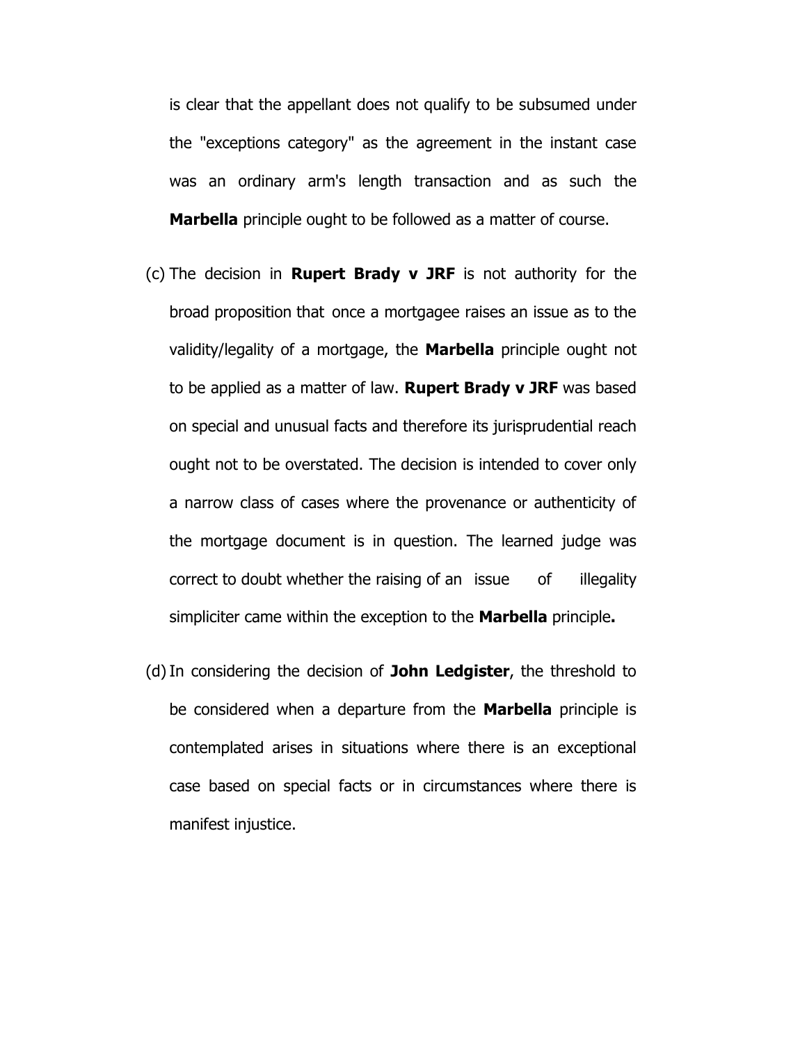is clear that the appellant does not qualify to be subsumed under the "exceptions category" as the agreement in the instant case was an ordinary arm's length transaction and as such the **Marbella** principle ought to be followed as a matter of course.

(c) The decision in **Rupert Brady v JRF** is not authority for the broad proposition that once a mortgagee raises an issue as to the validity/legality of a mortgage, the **Marbella** principle ought not to be applied as a matter of law. **Rupert Brady v JRF** was based on special and unusual facts and therefore its jurisprudential reach ought not to be overstated. The decision is intended to cover only a narrow class of cases where the provenance or authenticity of the mortgage document is in question. The learned judge was correct to doubt whether the raising of an issue of illegality simpliciter came within the exception to the **Marbella** principle**.**

(d) In considering the decision of **John Ledgister**, the threshold to be considered when a departure from the **Marbella** principle is contemplated arises in situations where there is an exceptional case based on special facts or in circumstances where there is manifest injustice.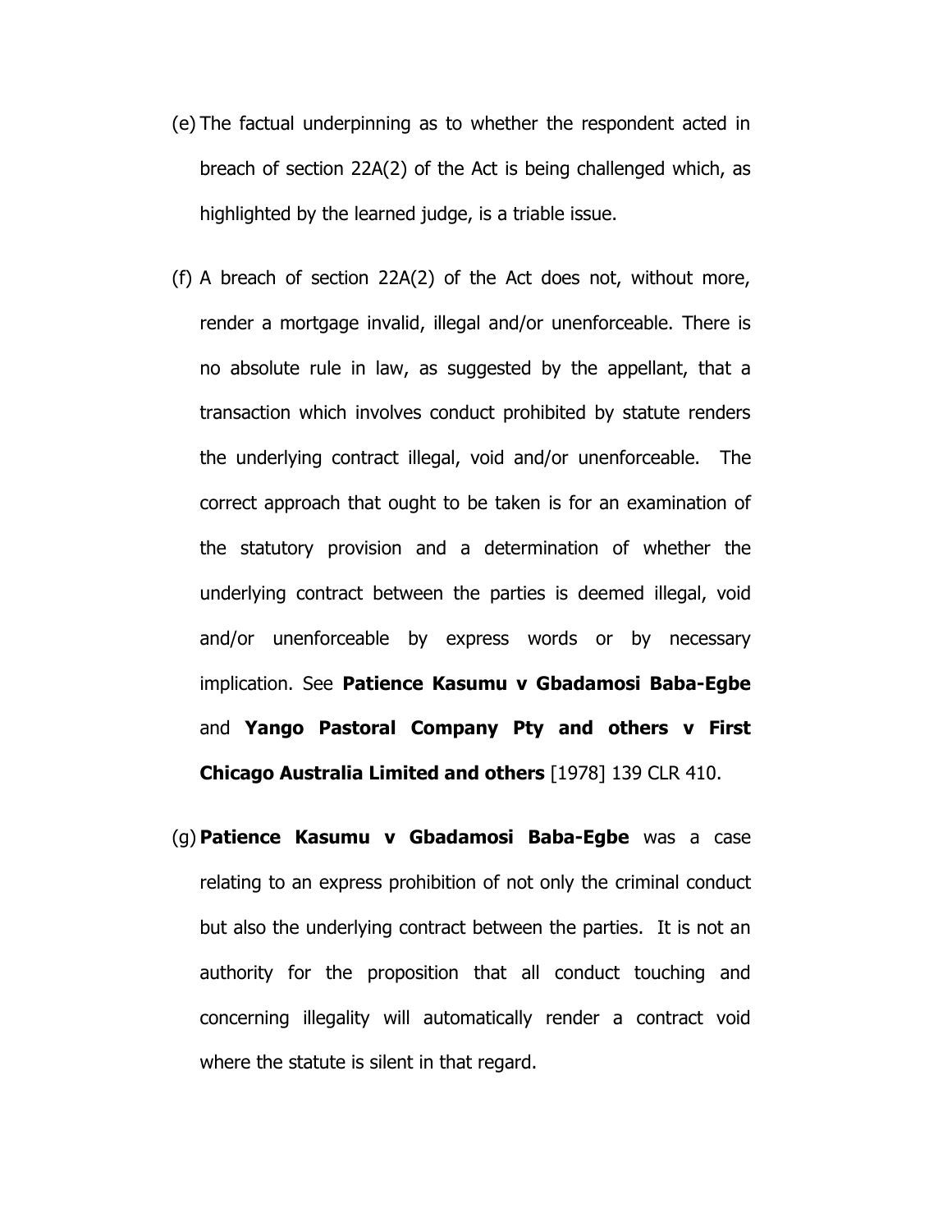(e) The factual underpinning as to whether the respondent acted in breach of section 22A(2) of the Act is being challenged which, as highlighted by the learned judge, is a triable issue.

(f) A breach of section 22A(2) of the Act does not, without more, render a mortgage invalid, illegal and/or unenforceable. There is no absolute rule in law, as suggested by the appellant, that a transaction which involves conduct prohibited by statute renders the underlying contract illegal, void and/or unenforceable. The correct approach that ought to be taken is for an examination of the statutory provision and a determination of whether the underlying contract between the parties is deemed illegal, void and/or unenforceable by express words or by necessary implication. See **Patience Kasumu v Gbadamosi Baba-Egbe** and **Yango Pastoral Company Pty and others v First Chicago Australia Limited and others** [1978] 139 CLR 410.

(g) **Patience Kasumu v Gbadamosi Baba-Egbe** was a case relating to an express prohibition of not only the criminal conduct but also the underlying contract between the parties. It is not an authority for the proposition that all conduct touching and concerning illegality will automatically render a contract void where the statute is silent in that regard.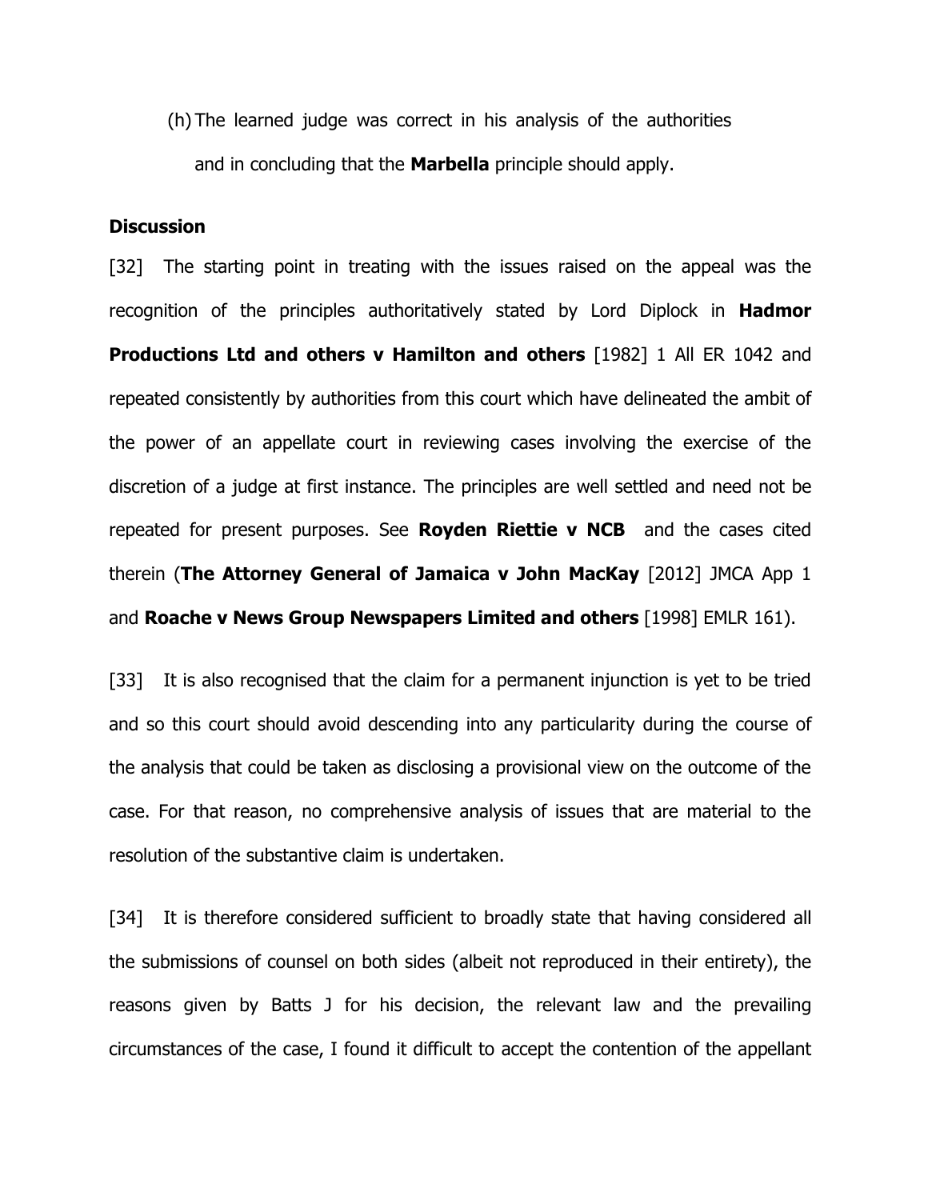(h) The learned judge was correct in his analysis of the authorities and in concluding that the **Marbella** principle should apply.

**Discussion**

[32] The starting point in treating with the issues raised on the appeal was the recognition of the principles authoritatively stated by Lord Diplock in **Hadmor Productions Ltd and others v Hamilton and others** [1982] 1 All ER 1042 and repeated consistently by authorities from this court which have delineated the ambit of the power of an appellate court in reviewing cases involving the exercise of the discretion of a judge at first instance. The principles are well settled and need not be repeated for present purposes. See **Royden Riettie v NCB** and the cases cited therein (**The Attorney General of Jamaica v John MacKay** [2012] JMCA App 1 and **Roache v News Group Newspapers Limited and others** [1998] EMLR 161).

[33] It is also recognised that the claim for a permanent injunction is yet to be tried and so this court should avoid descending into any particularity during the course of the analysis that could be taken as disclosing a provisional view on the outcome of the case. For that reason, no comprehensive analysis of issues that are material to the resolution of the substantive claim is undertaken.

[34] It is therefore considered sufficient to broadly state that having considered all the submissions of counsel on both sides (albeit not reproduced in their entirety), the reasons given by Batts J for his decision, the relevant law and the prevailing circumstances of the case, I found it difficult to accept the contention of the appellant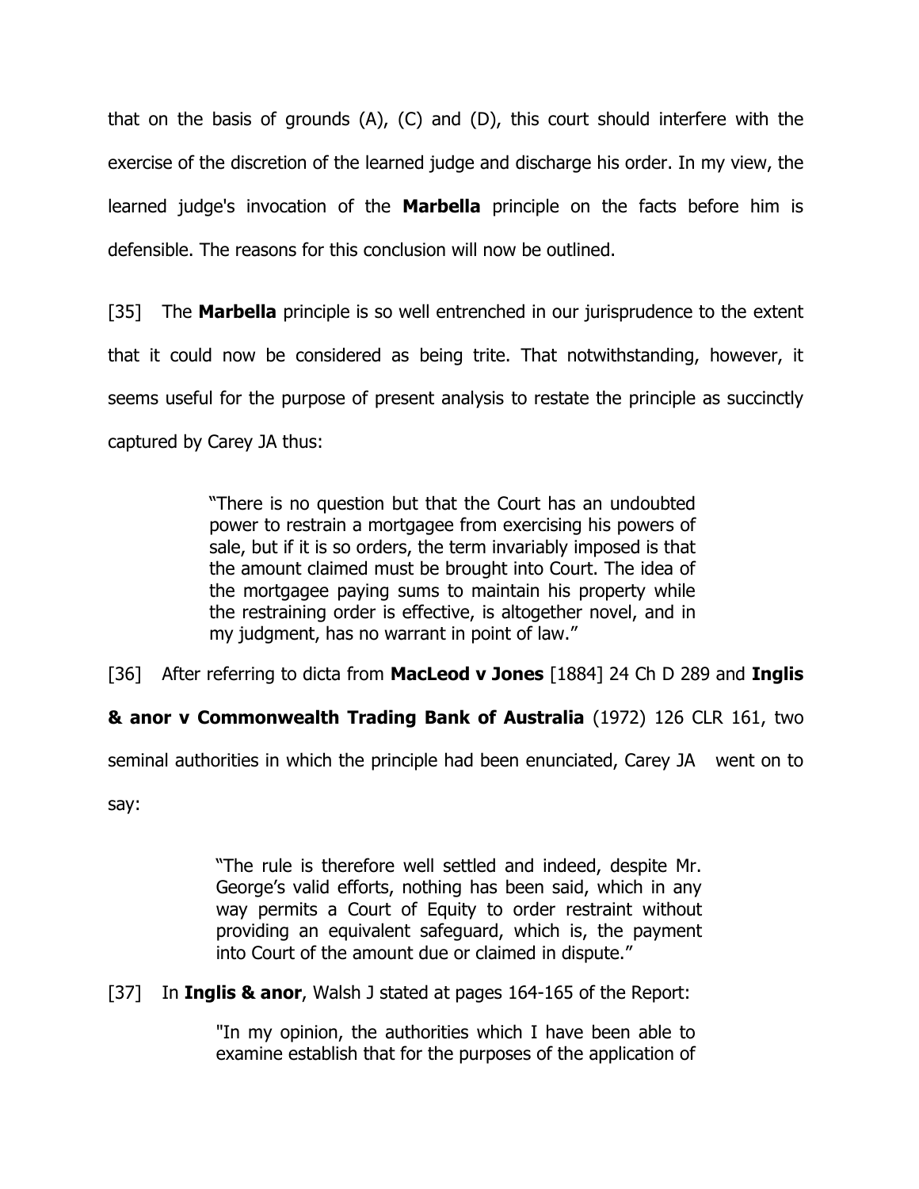that on the basis of grounds (A), (C) and (D), this court should interfere with the exercise of the discretion of the learned judge and discharge his order. In my view, the learned judge's invocation of the **Marbella** principle on the facts before him is defensible. The reasons for this conclusion will now be outlined.

[35] The **Marbella** principle is so well entrenched in our jurisprudence to the extent that it could now be considered as being trite. That notwithstanding, however, it seems useful for the purpose of present analysis to restate the principle as succinctly captured by Carey JA thus:

> "There is no question but that the Court has an undoubted power to restrain a mortgagee from exercising his powers of sale, but if it is so orders, the term invariably imposed is that the amount claimed must be brought into Court. The idea of the mortgagee paying sums to maintain his property while the restraining order is effective, is altogether novel, and in my judgment, has no warrant in point of law."

[36] After referring to dicta from **MacLeod v Jones** [1884] 24 Ch D 289 and **Inglis & anor v Commonwealth Trading Bank of Australia** (1972) 126 CLR 161, two seminal authorities in which the principle had been enunciated, Carey JA went on to say:

> "The rule is therefore well settled and indeed, despite Mr. George's valid efforts, nothing has been said, which in any way permits a Court of Equity to order restraint without providing an equivalent safeguard, which is, the payment into Court of the amount due or claimed in dispute."

[37] In **Inglis & anor**, Walsh J stated at pages 164-165 of the Report:

> "In my opinion, the authorities which I have been able to examine establish that for the purposes of the application of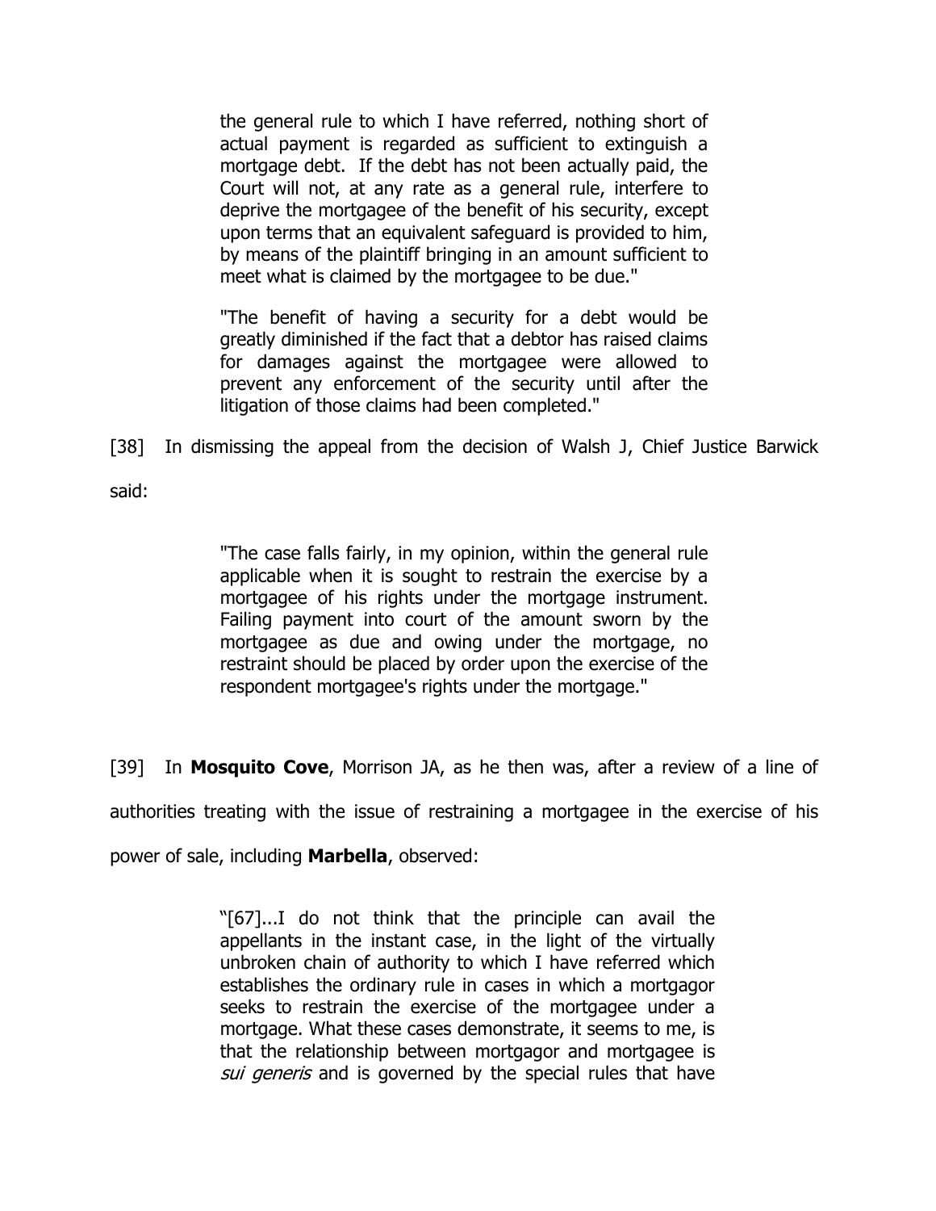> the general rule to which I have referred, nothing short of actual payment is regarded as sufficient to extinguish a mortgage debt. If the debt has not been actually paid, the Court will not, at any rate as a general rule, interfere to deprive the mortgagee of the benefit of his security, except upon terms that an equivalent safeguard is provided to him, by means of the plaintiff bringing in an amount sufficient to meet what is claimed by the mortgagee to be due."
>
> "The benefit of having a security for a debt would be greatly diminished if the fact that a debtor has raised claims for damages against the mortgagee were allowed to prevent any enforcement of the security until after the litigation of those claims had been completed."

[38] In dismissing the appeal from the decision of Walsh J, Chief Justice Barwick said:

> "The case falls fairly, in my opinion, within the general rule applicable when it is sought to restrain the exercise by a mortgagee of his rights under the mortgage instrument. Failing payment into court of the amount sworn by the mortgagee as due and owing under the mortgage, no restraint should be placed by order upon the exercise of the respondent mortgagee's rights under the mortgage."

[39] In **Mosquito Cove**, Morrison JA, as he then was, after a review of a line of authorities treating with the issue of restraining a mortgagee in the exercise of his power of sale, including **Marbella**, observed:

> "[67]...I do not think that the principle can avail the appellants in the instant case, in the light of the virtually unbroken chain of authority to which I have referred which establishes the ordinary rule in cases in which a mortgagor seeks to restrain the exercise of the mortgagee under a mortgage. What these cases demonstrate, it seems to me, is that the relationship between mortgagor and mortgagee is *sui generis* and is governed by the special rules that have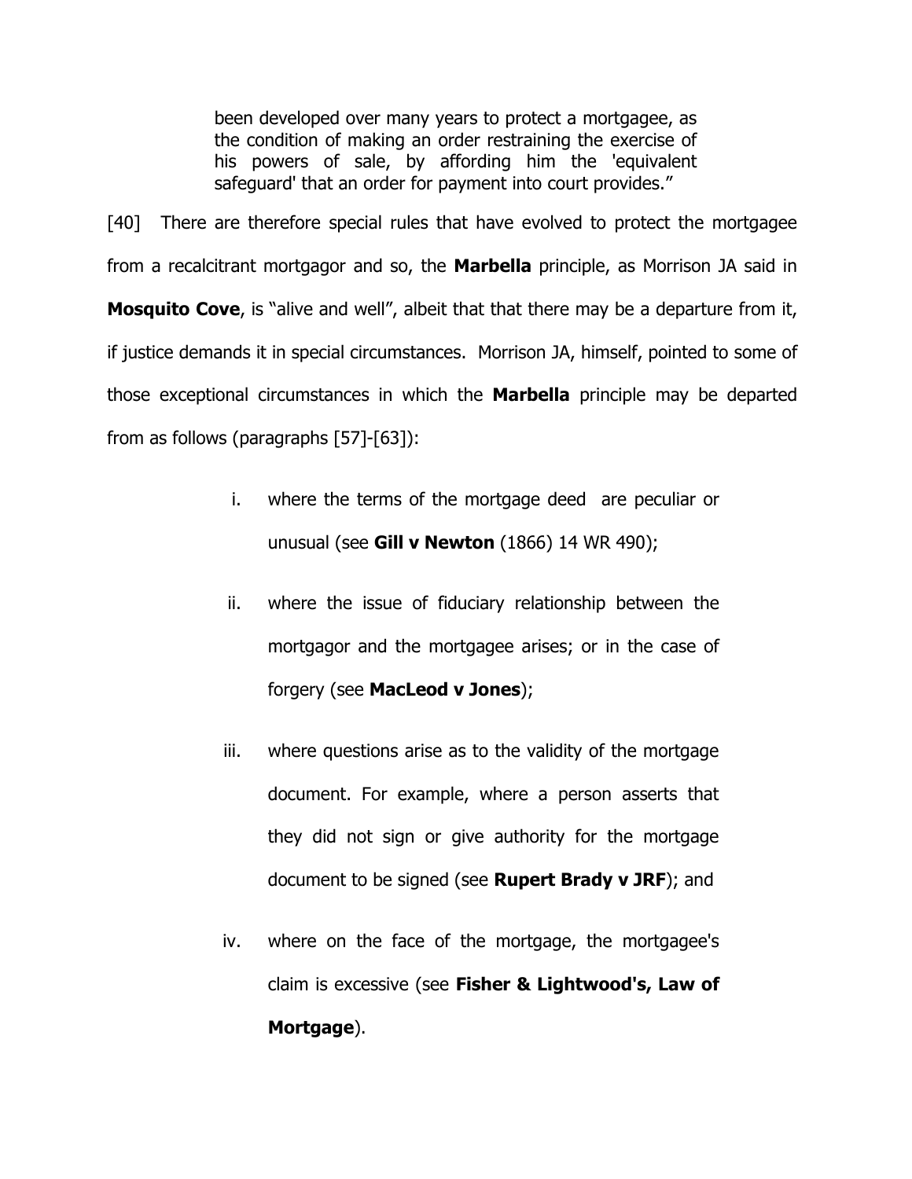> been developed over many years to protect a mortgagee, as the condition of making an order restraining the exercise of his powers of sale, by affording him the 'equivalent safeguard' that an order for payment into court provides."

[40] There are therefore special rules that have evolved to protect the mortgagee from a recalcitrant mortgagor and so, the **Marbella** principle, as Morrison JA said in **Mosquito Cove**, is "alive and well", albeit that that there may be a departure from it, if justice demands it in special circumstances. Morrison JA, himself, pointed to some of those exceptional circumstances in which the **Marbella** principle may be departed from as follows (paragraphs [57]-[63]):

i. where the terms of the mortgage deed are peculiar or unusual (see **Gill v Newton** (1866) 14 WR 490);

ii. where the issue of fiduciary relationship between the mortgagor and the mortgagee arises; or in the case of forgery (see **MacLeod v Jones**);

iii. where questions arise as to the validity of the mortgage document. For example, where a person asserts that they did not sign or give authority for the mortgage document to be signed (see **Rupert Brady v JRF**); and

iv. where on the face of the mortgage, the mortgagee's claim is excessive (see **Fisher & Lightwood's, Law of Mortgage**).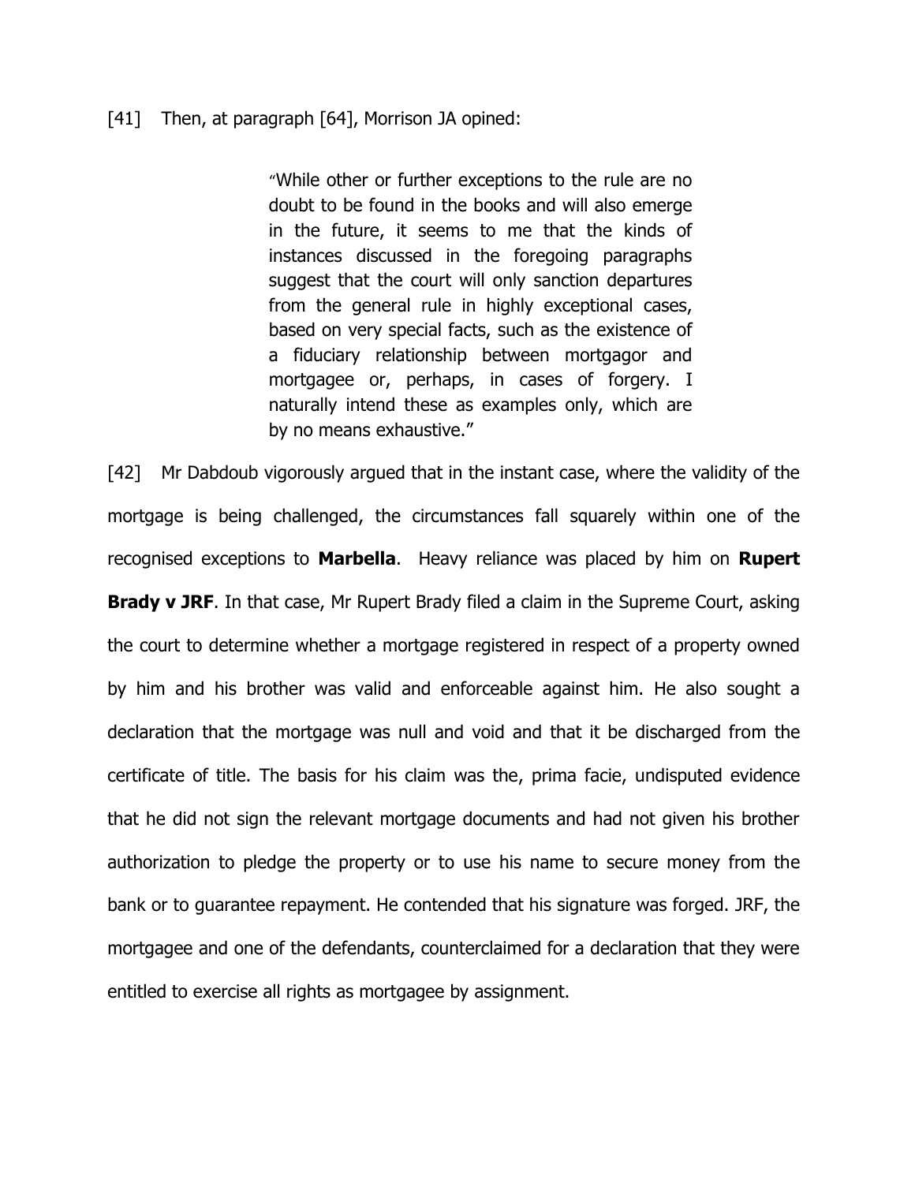[41] Then, at paragraph [64], Morrison JA opined:

> "While other or further exceptions to the rule are no doubt to be found in the books and will also emerge in the future, it seems to me that the kinds of instances discussed in the foregoing paragraphs suggest that the court will only sanction departures from the general rule in highly exceptional cases, based on very special facts, such as the existence of a fiduciary relationship between mortgagor and mortgagee or, perhaps, in cases of forgery. I naturally intend these as examples only, which are by no means exhaustive."

[42] Mr Dabdoub vigorously argued that in the instant case, where the validity of the mortgage is being challenged, the circumstances fall squarely within one of the recognised exceptions to **Marbella**. Heavy reliance was placed by him on **Rupert Brady v JRF**. In that case, Mr Rupert Brady filed a claim in the Supreme Court, asking the court to determine whether a mortgage registered in respect of a property owned by him and his brother was valid and enforceable against him. He also sought a declaration that the mortgage was null and void and that it be discharged from the certificate of title. The basis for his claim was the, prima facie, undisputed evidence that he did not sign the relevant mortgage documents and had not given his brother authorization to pledge the property or to use his name to secure money from the bank or to guarantee repayment. He contended that his signature was forged. JRF, the mortgagee and one of the defendants, counterclaimed for a declaration that they were entitled to exercise all rights as mortgagee by assignment.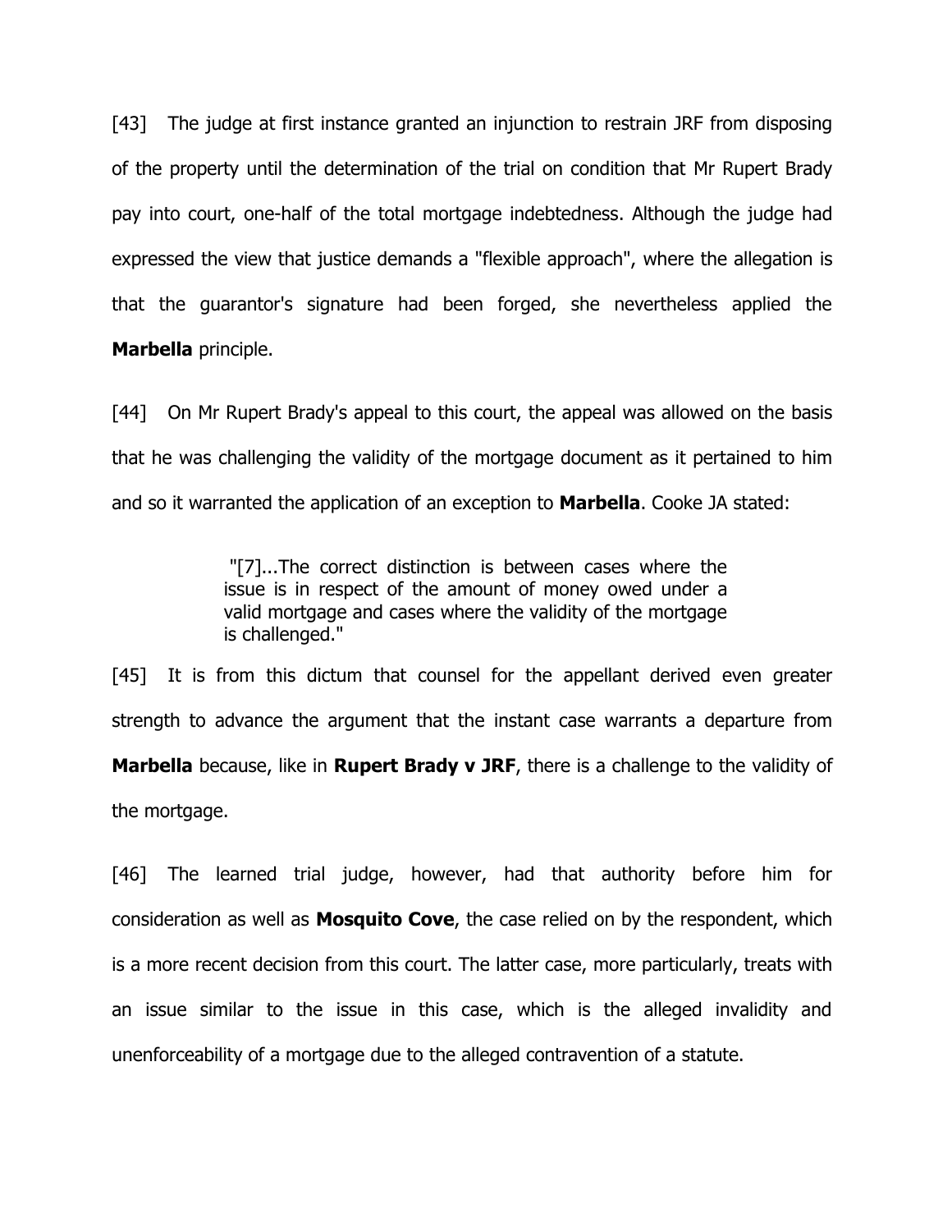[43] The judge at first instance granted an injunction to restrain JRF from disposing of the property until the determination of the trial on condition that Mr Rupert Brady pay into court, one-half of the total mortgage indebtedness. Although the judge had expressed the view that justice demands a "flexible approach", where the allegation is that the guarantor's signature had been forged, she nevertheless applied the **Marbella** principle.

[44] On Mr Rupert Brady's appeal to this court, the appeal was allowed on the basis that he was challenging the validity of the mortgage document as it pertained to him and so it warranted the application of an exception to **Marbella**. Cooke JA stated:

> "[7]...The correct distinction is between cases where the issue is in respect of the amount of money owed under a valid mortgage and cases where the validity of the mortgage is challenged."

[45] It is from this dictum that counsel for the appellant derived even greater strength to advance the argument that the instant case warrants a departure from **Marbella** because, like in **Rupert Brady v JRF**, there is a challenge to the validity of the mortgage.

[46] The learned trial judge, however, had that authority before him for consideration as well as **Mosquito Cove**, the case relied on by the respondent, which is a more recent decision from this court. The latter case, more particularly, treats with an issue similar to the issue in this case, which is the alleged invalidity and unenforceability of a mortgage due to the alleged contravention of a statute.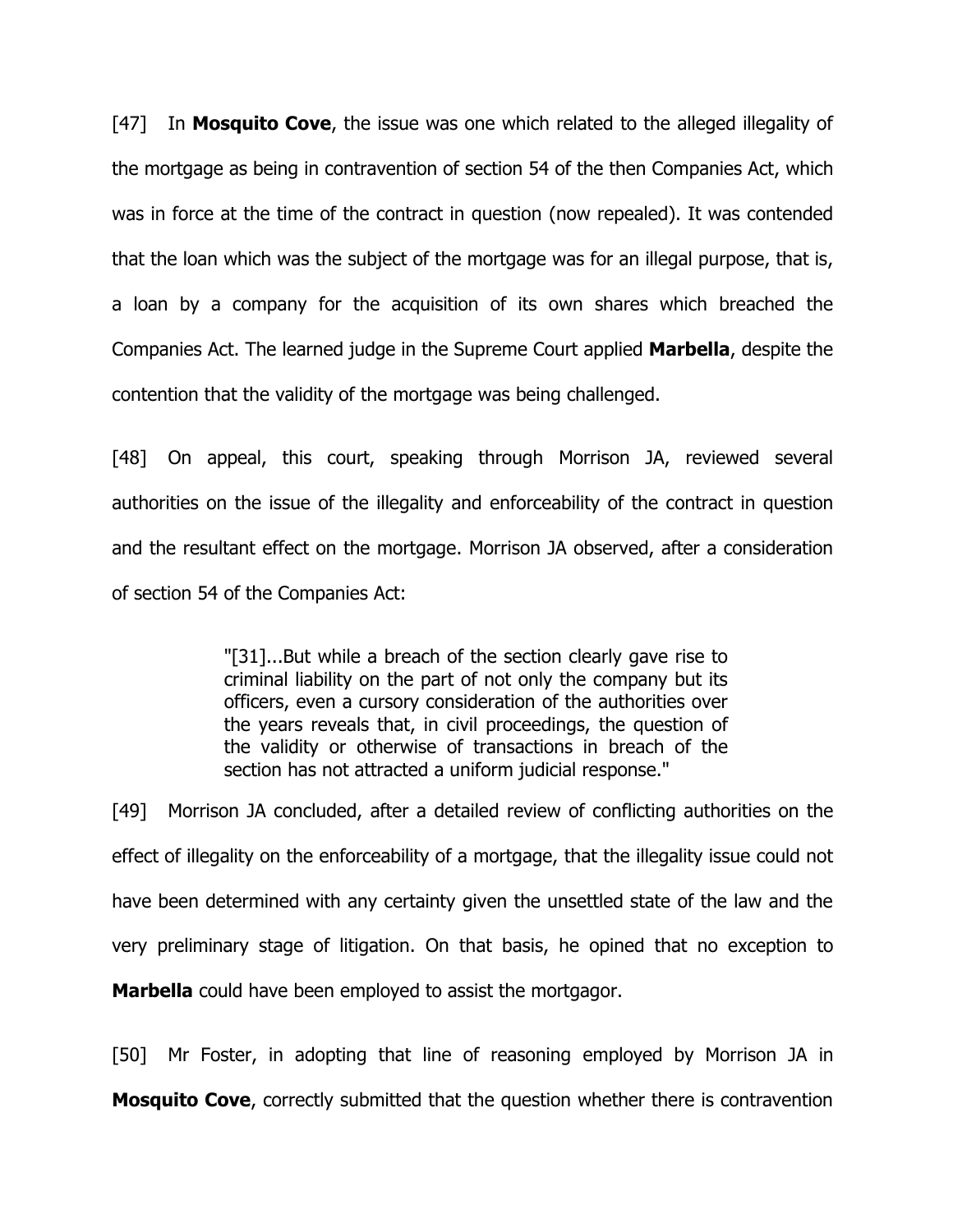[47] In **Mosquito Cove**, the issue was one which related to the alleged illegality of the mortgage as being in contravention of section 54 of the then Companies Act, which was in force at the time of the contract in question (now repealed). It was contended that the loan which was the subject of the mortgage was for an illegal purpose, that is, a loan by a company for the acquisition of its own shares which breached the Companies Act. The learned judge in the Supreme Court applied **Marbella**, despite the contention that the validity of the mortgage was being challenged.

[48] On appeal, this court, speaking through Morrison JA, reviewed several authorities on the issue of the illegality and enforceability of the contract in question and the resultant effect on the mortgage. Morrison JA observed, after a consideration of section 54 of the Companies Act:

> "[31]...But while a breach of the section clearly gave rise to criminal liability on the part of not only the company but its officers, even a cursory consideration of the authorities over the years reveals that, in civil proceedings, the question of the validity or otherwise of transactions in breach of the section has not attracted a uniform judicial response."

[49] Morrison JA concluded, after a detailed review of conflicting authorities on the effect of illegality on the enforceability of a mortgage, that the illegality issue could not have been determined with any certainty given the unsettled state of the law and the very preliminary stage of litigation. On that basis, he opined that no exception to **Marbella** could have been employed to assist the mortgagor.

[50] Mr Foster, in adopting that line of reasoning employed by Morrison JA in **Mosquito Cove**, correctly submitted that the question whether there is contravention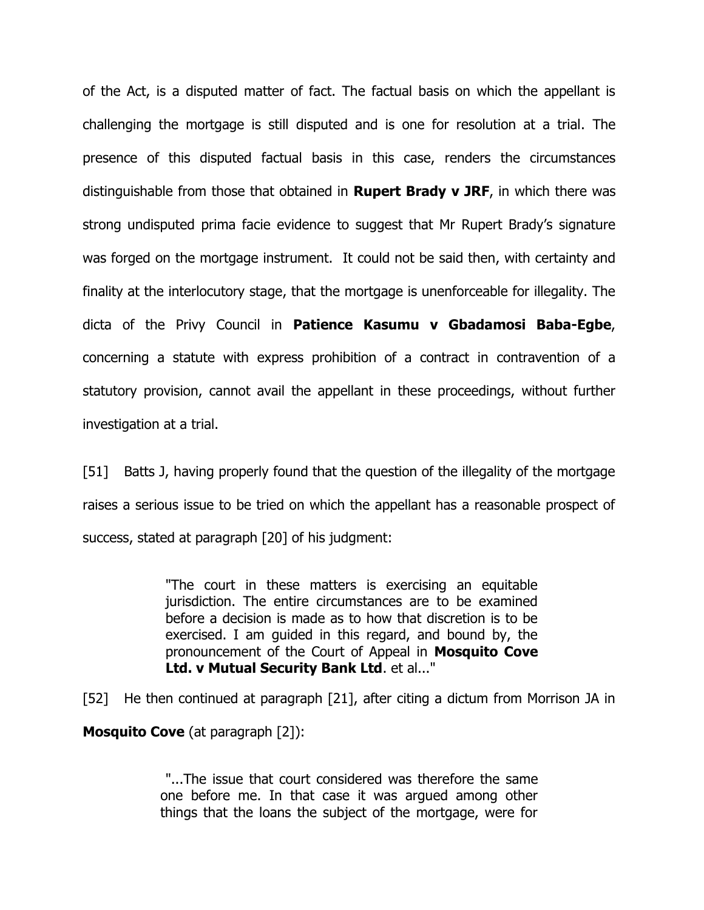of the Act, is a disputed matter of fact. The factual basis on which the appellant is challenging the mortgage is still disputed and is one for resolution at a trial. The presence of this disputed factual basis in this case, renders the circumstances distinguishable from those that obtained in **Rupert Brady v JRF**, in which there was strong undisputed prima facie evidence to suggest that Mr Rupert Brady's signature was forged on the mortgage instrument. It could not be said then, with certainty and finality at the interlocutory stage, that the mortgage is unenforceable for illegality. The dicta of the Privy Council in **Patience Kasumu v Gbadamosi Baba-Egbe**, concerning a statute with express prohibition of a contract in contravention of a statutory provision, cannot avail the appellant in these proceedings, without further investigation at a trial.

[51] Batts J, having properly found that the question of the illegality of the mortgage raises a serious issue to be tried on which the appellant has a reasonable prospect of success, stated at paragraph [20] of his judgment:

> "The court in these matters is exercising an equitable jurisdiction. The entire circumstances are to be examined before a decision is made as to how that discretion is to be exercised. I am guided in this regard, and bound by, the pronouncement of the Court of Appeal in **Mosquito Cove Ltd. v Mutual Security Bank Ltd**. et al..."

[52] He then continued at paragraph [21], after citing a dictum from Morrison JA in **Mosquito Cove** (at paragraph [2]):

> "...The issue that court considered was therefore the same one before me. In that case it was argued among other things that the loans the subject of the mortgage, were for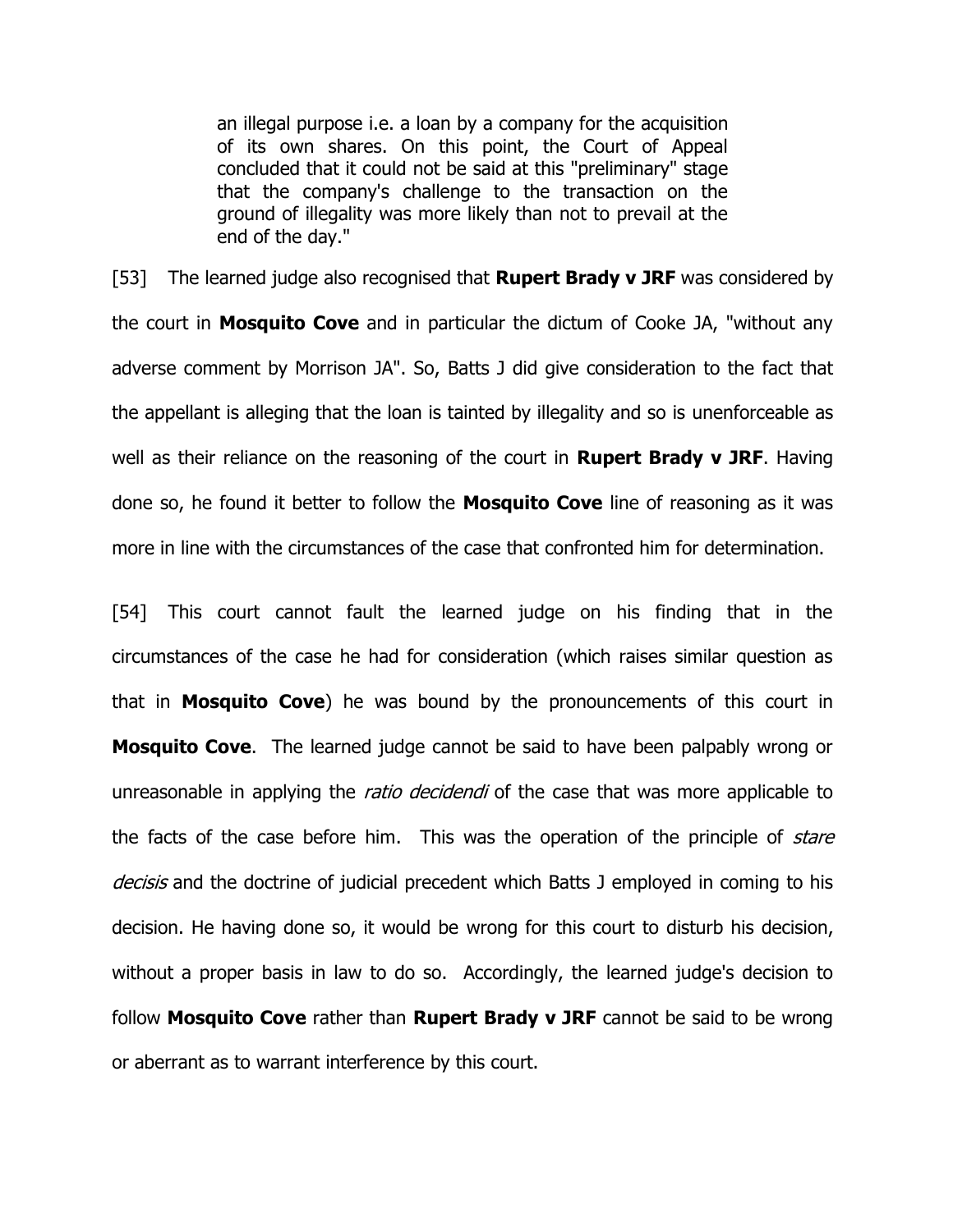> an illegal purpose i.e. a loan by a company for the acquisition of its own shares. On this point, the Court of Appeal concluded that it could not be said at this "preliminary" stage that the company's challenge to the transaction on the ground of illegality was more likely than not to prevail at the end of the day."

[53] The learned judge also recognised that **Rupert Brady v JRF** was considered by the court in **Mosquito Cove** and in particular the dictum of Cooke JA, "without any adverse comment by Morrison JA". So, Batts J did give consideration to the fact that the appellant is alleging that the loan is tainted by illegality and so is unenforceable as well as their reliance on the reasoning of the court in **Rupert Brady v JRF**. Having done so, he found it better to follow the **Mosquito Cove** line of reasoning as it was more in line with the circumstances of the case that confronted him for determination.

[54] This court cannot fault the learned judge on his finding that in the circumstances of the case he had for consideration (which raises similar question as that in **Mosquito Cove**) he was bound by the pronouncements of this court in **Mosquito Cove**. The learned judge cannot be said to have been palpably wrong or unreasonable in applying the *ratio decidendi* of the case that was more applicable to the facts of the case before him. This was the operation of the principle of *stare decisis* and the doctrine of judicial precedent which Batts J employed in coming to his decision. He having done so, it would be wrong for this court to disturb his decision, without a proper basis in law to do so. Accordingly, the learned judge's decision to follow **Mosquito Cove** rather than **Rupert Brady v JRF** cannot be said to be wrong or aberrant as to warrant interference by this court.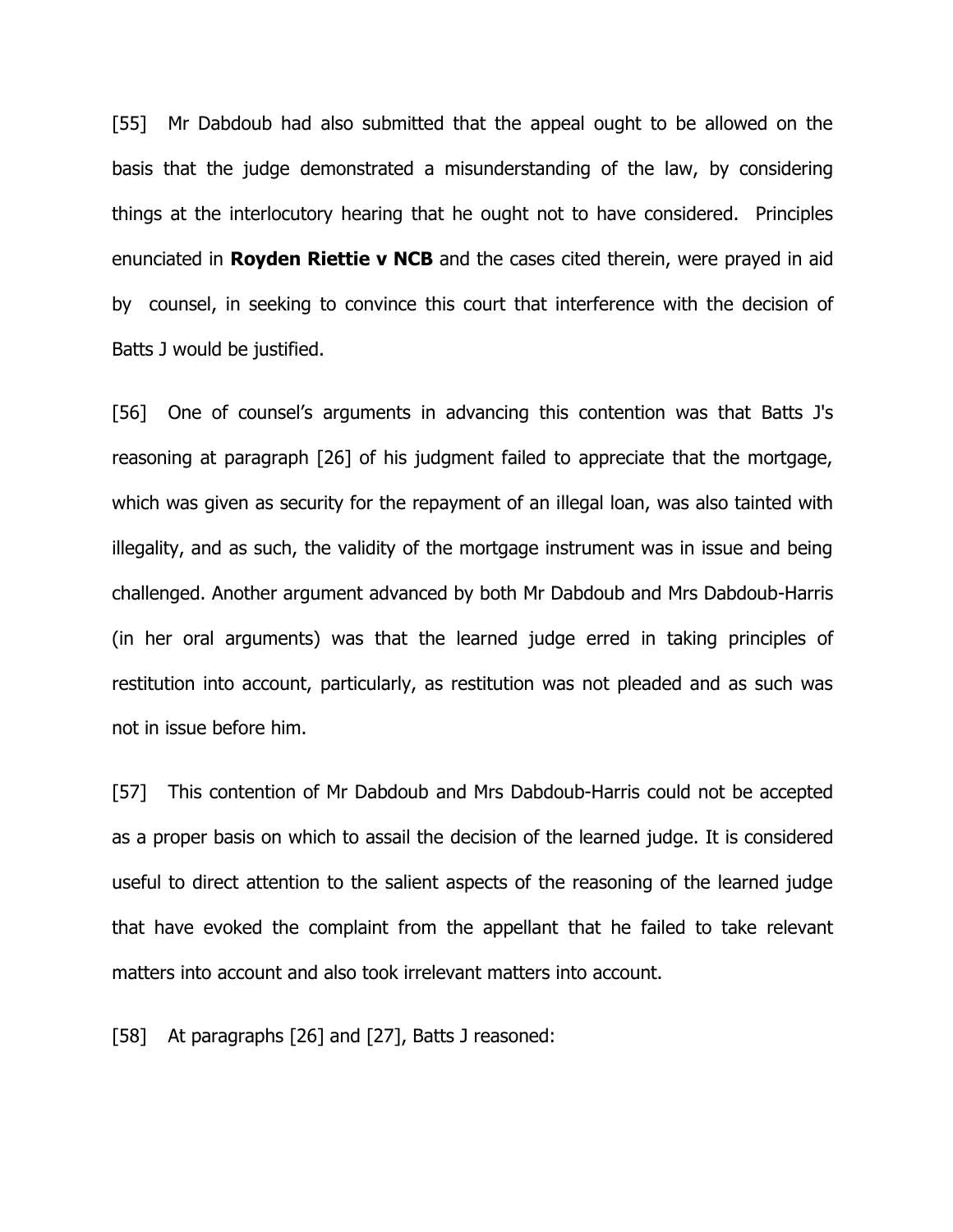[55] Mr Dabdoub had also submitted that the appeal ought to be allowed on the basis that the judge demonstrated a misunderstanding of the law, by considering things at the interlocutory hearing that he ought not to have considered. Principles enunciated in **Royden Riettie v NCB** and the cases cited therein, were prayed in aid by counsel, in seeking to convince this court that interference with the decision of Batts J would be justified.

[56] One of counsel's arguments in advancing this contention was that Batts J's reasoning at paragraph [26] of his judgment failed to appreciate that the mortgage, which was given as security for the repayment of an illegal loan, was also tainted with illegality, and as such, the validity of the mortgage instrument was in issue and being challenged. Another argument advanced by both Mr Dabdoub and Mrs Dabdoub-Harris (in her oral arguments) was that the learned judge erred in taking principles of restitution into account, particularly, as restitution was not pleaded and as such was not in issue before him.

[57] This contention of Mr Dabdoub and Mrs Dabdoub-Harris could not be accepted as a proper basis on which to assail the decision of the learned judge. It is considered useful to direct attention to the salient aspects of the reasoning of the learned judge that have evoked the complaint from the appellant that he failed to take relevant matters into account and also took irrelevant matters into account.

[58] At paragraphs [26] and [27], Batts J reasoned: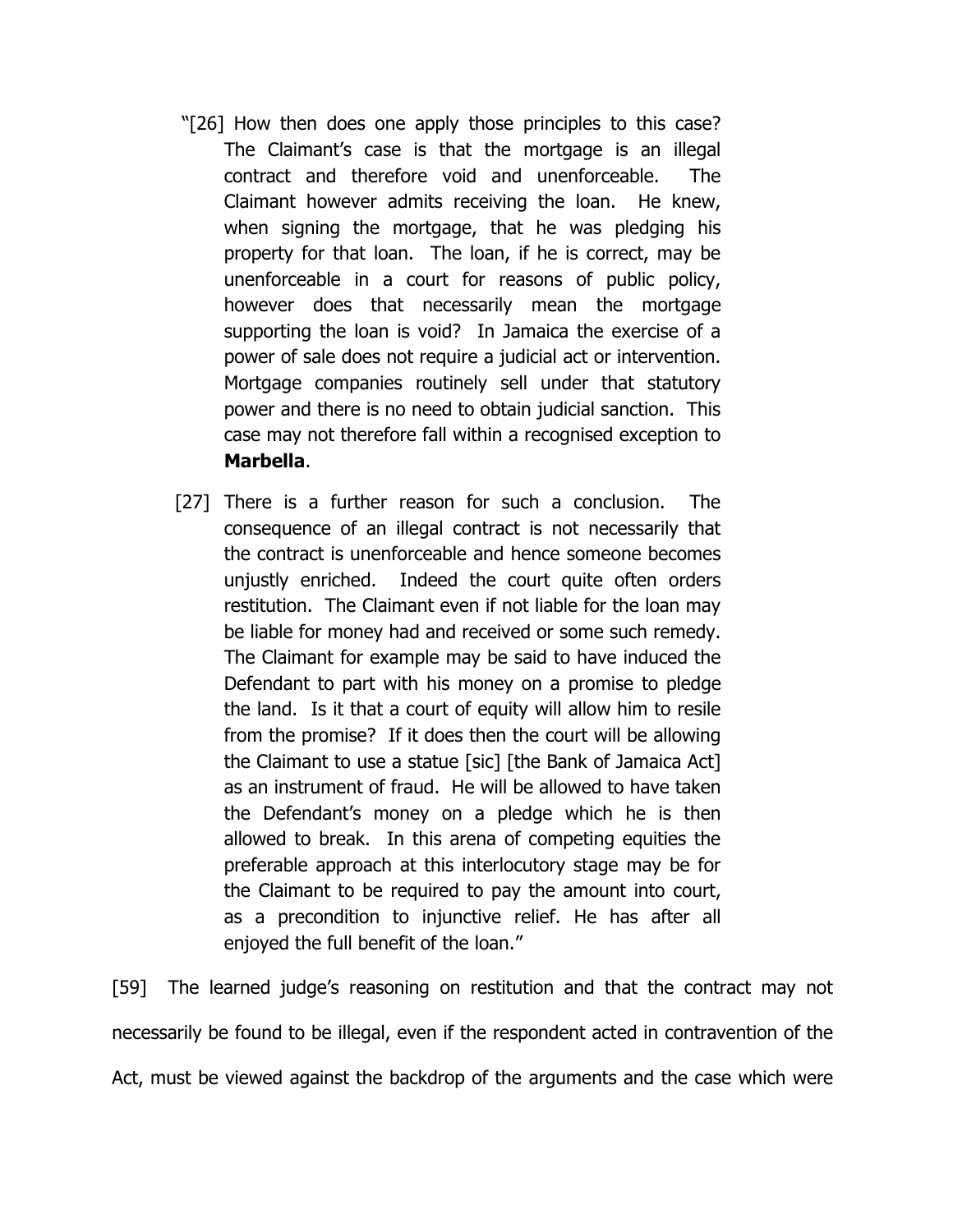> "[26] How then does one apply those principles to this case? The Claimant's case is that the mortgage is an illegal contract and therefore void and unenforceable. The Claimant however admits receiving the loan. He knew, when signing the mortgage, that he was pledging his property for that loan. The loan, if he is correct, may be unenforceable in a court for reasons of public policy, however does that necessarily mean the mortgage supporting the loan is void? In Jamaica the exercise of a power of sale does not require a judicial act or intervention. Mortgage companies routinely sell under that statutory power and there is no need to obtain judicial sanction. This case may not therefore fall within a recognised exception to **Marbella**.
>
> [27] There is a further reason for such a conclusion. The consequence of an illegal contract is not necessarily that the contract is unenforceable and hence someone becomes unjustly enriched. Indeed the court quite often orders restitution. The Claimant even if not liable for the loan may be liable for money had and received or some such remedy. The Claimant for example may be said to have induced the Defendant to part with his money on a promise to pledge the land. Is it that a court of equity will allow him to resile from the promise? If it does then the court will be allowing the Claimant to use a statue [sic] [the Bank of Jamaica Act] as an instrument of fraud. He will be allowed to have taken the Defendant's money on a pledge which he is then allowed to break. In this arena of competing equities the preferable approach at this interlocutory stage may be for the Claimant to be required to pay the amount into court, as a precondition to injunctive relief. He has after all enjoyed the full benefit of the loan."

[59] The learned judge's reasoning on restitution and that the contract may not necessarily be found to be illegal, even if the respondent acted in contravention of the Act, must be viewed against the backdrop of the arguments and the case which were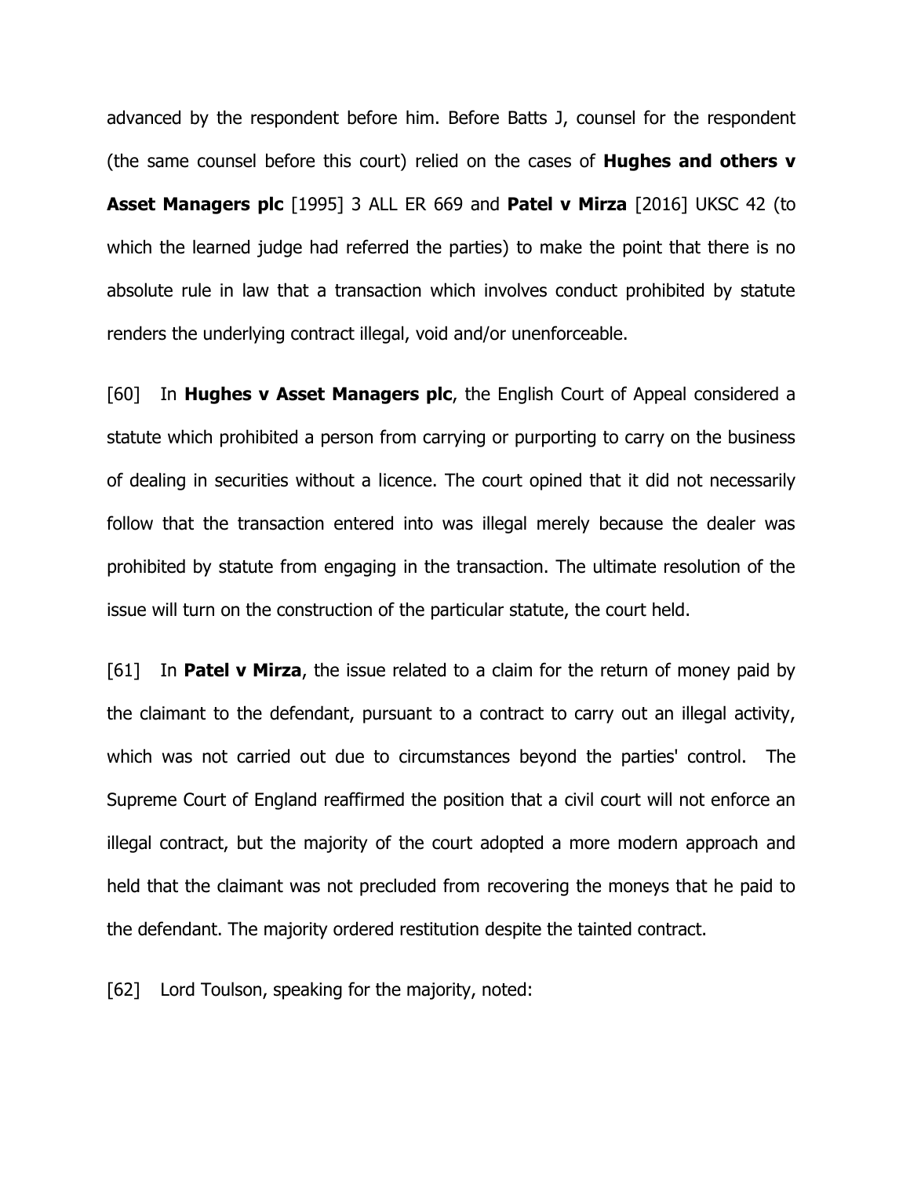advanced by the respondent before him. Before Batts J, counsel for the respondent (the same counsel before this court) relied on the cases of **Hughes and others v Asset Managers plc** [1995] 3 ALL ER 669 and **Patel v Mirza** [2016] UKSC 42 (to which the learned judge had referred the parties) to make the point that there is no absolute rule in law that a transaction which involves conduct prohibited by statute renders the underlying contract illegal, void and/or unenforceable.

[60] In **Hughes v Asset Managers plc**, the English Court of Appeal considered a statute which prohibited a person from carrying or purporting to carry on the business of dealing in securities without a licence. The court opined that it did not necessarily follow that the transaction entered into was illegal merely because the dealer was prohibited by statute from engaging in the transaction. The ultimate resolution of the issue will turn on the construction of the particular statute, the court held.

[61] In **Patel v Mirza**, the issue related to a claim for the return of money paid by the claimant to the defendant, pursuant to a contract to carry out an illegal activity, which was not carried out due to circumstances beyond the parties' control. The Supreme Court of England reaffirmed the position that a civil court will not enforce an illegal contract, but the majority of the court adopted a more modern approach and held that the claimant was not precluded from recovering the moneys that he paid to the defendant. The majority ordered restitution despite the tainted contract.

[62] Lord Toulson, speaking for the majority, noted: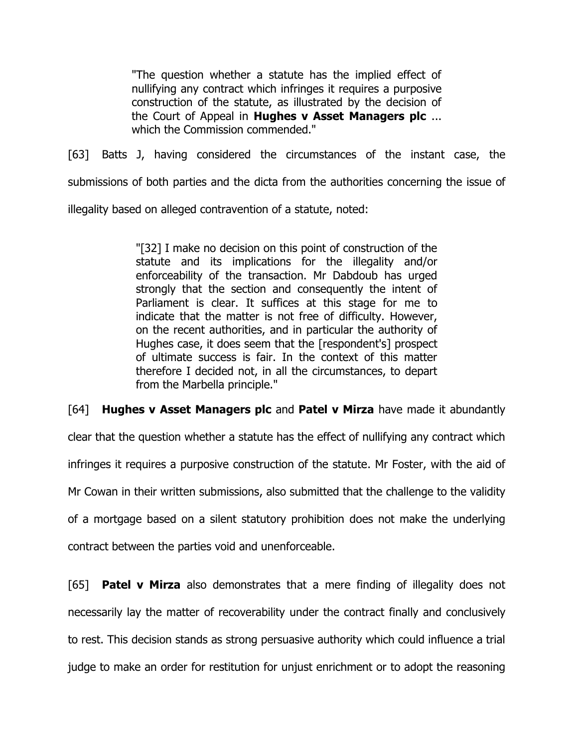> "The question whether a statute has the implied effect of nullifying any contract which infringes it requires a purposive construction of the statute, as illustrated by the decision of the Court of Appeal in **Hughes v Asset Managers plc** ... which the Commission commended."

[63] Batts J, having considered the circumstances of the instant case, the submissions of both parties and the dicta from the authorities concerning the issue of illegality based on alleged contravention of a statute, noted:

> "[32] I make no decision on this point of construction of the statute and its implications for the illegality and/or enforceability of the transaction. Mr Dabdoub has urged strongly that the section and consequently the intent of Parliament is clear. It suffices at this stage for me to indicate that the matter is not free of difficulty. However, on the recent authorities, and in particular the authority of Hughes case, it does seem that the [respondent's] prospect of ultimate success is fair. In the context of this matter therefore I decided not, in all the circumstances, to depart from the Marbella principle."

[64] **Hughes v Asset Managers plc** and **Patel v Mirza** have made it abundantly clear that the question whether a statute has the effect of nullifying any contract which infringes it requires a purposive construction of the statute. Mr Foster, with the aid of Mr Cowan in their written submissions, also submitted that the challenge to the validity of a mortgage based on a silent statutory prohibition does not make the underlying contract between the parties void and unenforceable.

[65] **Patel v Mirza** also demonstrates that a mere finding of illegality does not necessarily lay the matter of recoverability under the contract finally and conclusively to rest. This decision stands as strong persuasive authority which could influence a trial judge to make an order for restitution for unjust enrichment or to adopt the reasoning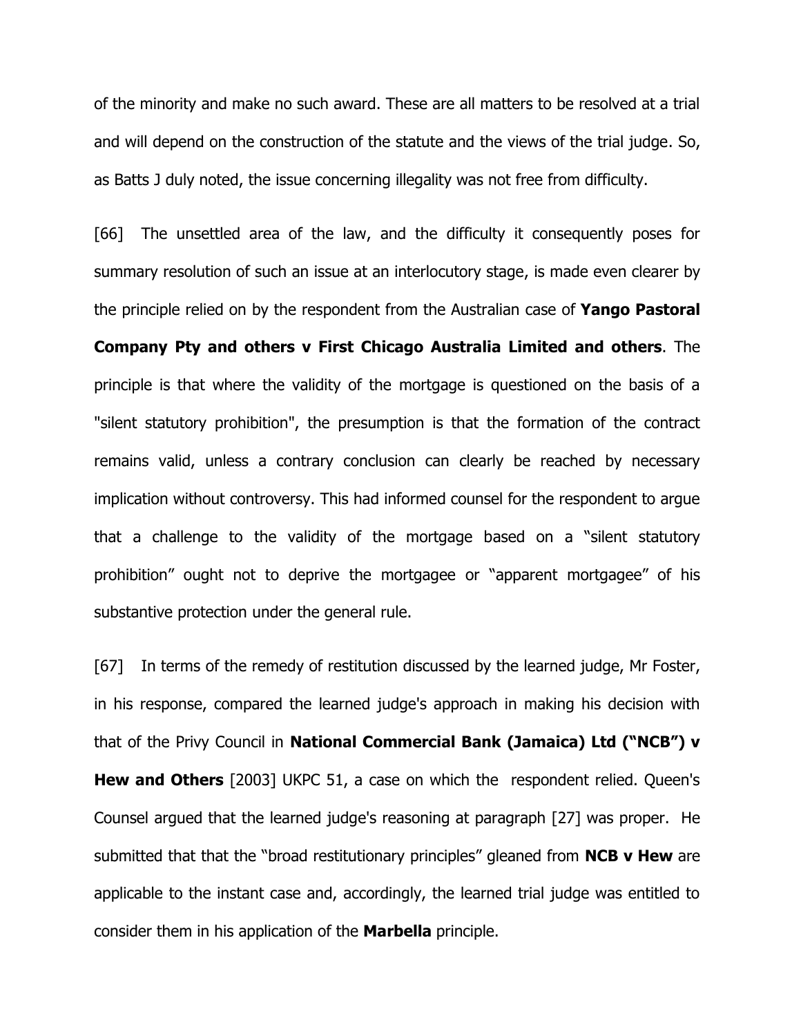of the minority and make no such award. These are all matters to be resolved at a trial and will depend on the construction of the statute and the views of the trial judge. So, as Batts J duly noted, the issue concerning illegality was not free from difficulty.

[66] The unsettled area of the law, and the difficulty it consequently poses for summary resolution of such an issue at an interlocutory stage, is made even clearer by the principle relied on by the respondent from the Australian case of **Yango Pastoral Company Pty and others v First Chicago Australia Limited and others**. The principle is that where the validity of the mortgage is questioned on the basis of a "silent statutory prohibition", the presumption is that the formation of the contract remains valid, unless a contrary conclusion can clearly be reached by necessary implication without controversy. This had informed counsel for the respondent to argue that a challenge to the validity of the mortgage based on a "silent statutory prohibition" ought not to deprive the mortgagee or "apparent mortgagee" of his substantive protection under the general rule.

[67] In terms of the remedy of restitution discussed by the learned judge, Mr Foster, in his response, compared the learned judge's approach in making his decision with that of the Privy Council in **National Commercial Bank (Jamaica) Ltd ("NCB") v Hew and Others** [2003] UKPC 51, a case on which the respondent relied. Queen's Counsel argued that the learned judge's reasoning at paragraph [27] was proper. He submitted that that the "broad restitutionary principles" gleaned from **NCB v Hew** are applicable to the instant case and, accordingly, the learned trial judge was entitled to consider them in his application of the **Marbella** principle.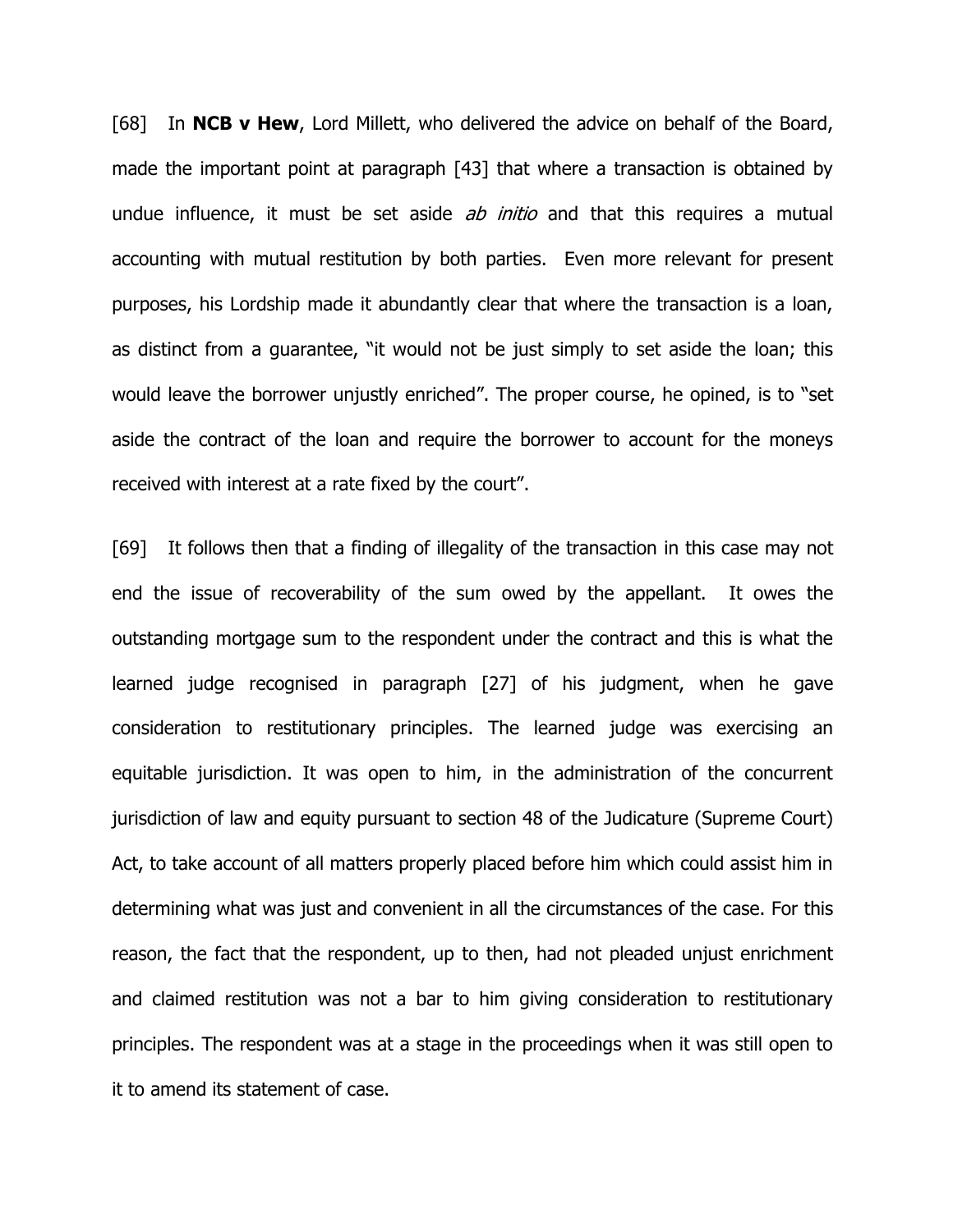[68] In **NCB v Hew**, Lord Millett, who delivered the advice on behalf of the Board, made the important point at paragraph [43] that where a transaction is obtained by undue influence, it must be set aside *ab initio* and that this requires a mutual accounting with mutual restitution by both parties. Even more relevant for present purposes, his Lordship made it abundantly clear that where the transaction is a loan, as distinct from a guarantee, "it would not be just simply to set aside the loan; this would leave the borrower unjustly enriched". The proper course, he opined, is to "set aside the contract of the loan and require the borrower to account for the moneys received with interest at a rate fixed by the court".

[69] It follows then that a finding of illegality of the transaction in this case may not end the issue of recoverability of the sum owed by the appellant. It owes the outstanding mortgage sum to the respondent under the contract and this is what the learned judge recognised in paragraph [27] of his judgment, when he gave consideration to restitutionary principles. The learned judge was exercising an equitable jurisdiction. It was open to him, in the administration of the concurrent jurisdiction of law and equity pursuant to section 48 of the Judicature (Supreme Court) Act, to take account of all matters properly placed before him which could assist him in determining what was just and convenient in all the circumstances of the case. For this reason, the fact that the respondent, up to then, had not pleaded unjust enrichment and claimed restitution was not a bar to him giving consideration to restitutionary principles. The respondent was at a stage in the proceedings when it was still open to it to amend its statement of case.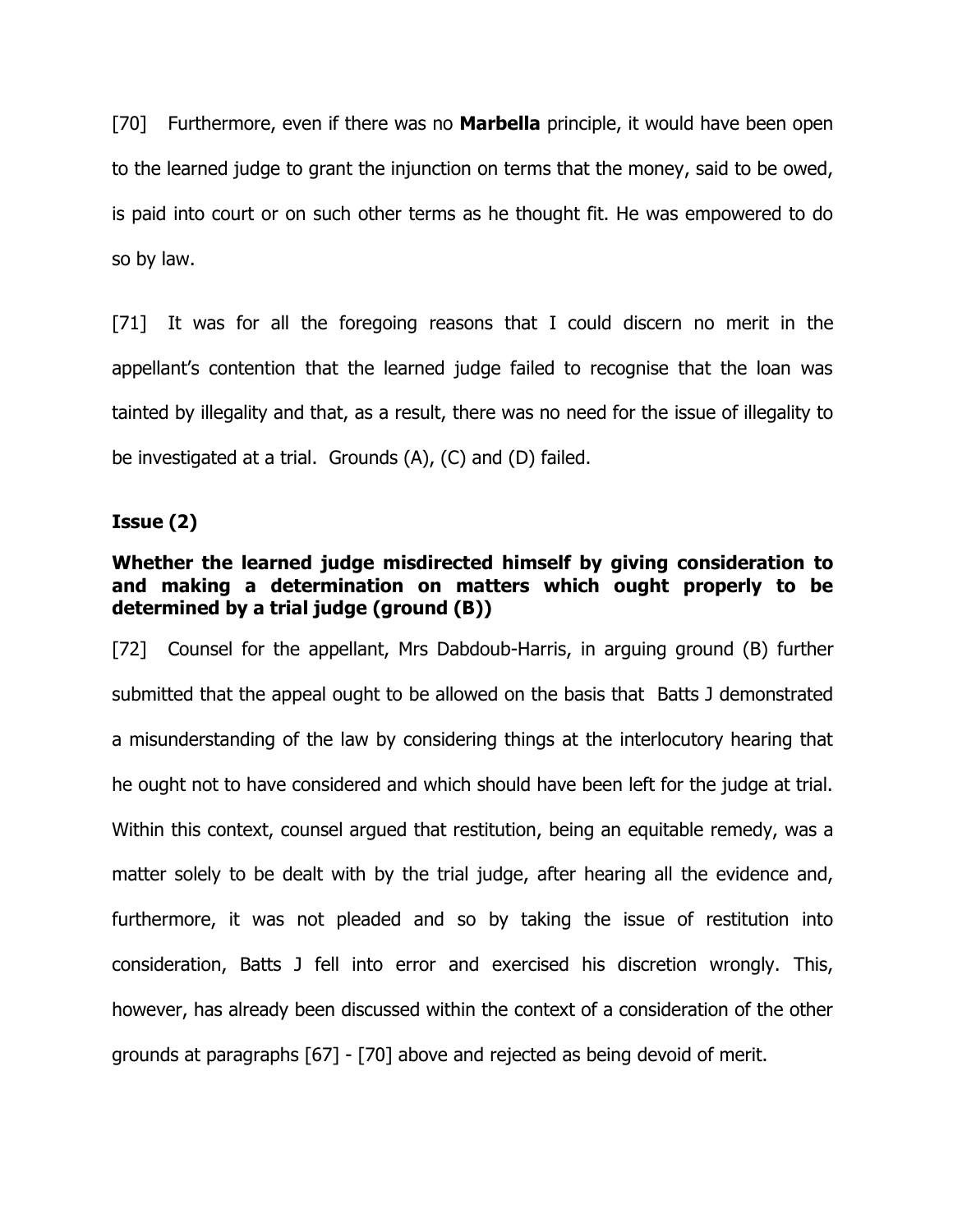[70] Furthermore, even if there was no **Marbella** principle, it would have been open to the learned judge to grant the injunction on terms that the money, said to be owed, is paid into court or on such other terms as he thought fit. He was empowered to do so by law.

[71] It was for all the foregoing reasons that I could discern no merit in the appellant's contention that the learned judge failed to recognise that the loan was tainted by illegality and that, as a result, there was no need for the issue of illegality to be investigated at a trial. Grounds (A), (C) and (D) failed.

**Issue (2)**

**Whether the learned judge misdirected himself by giving consideration to and making a determination on matters which ought properly to be determined by a trial judge (ground (B))**

[72] Counsel for the appellant, Mrs Dabdoub-Harris, in arguing ground (B) further submitted that the appeal ought to be allowed on the basis that Batts J demonstrated a misunderstanding of the law by considering things at the interlocutory hearing that he ought not to have considered and which should have been left for the judge at trial. Within this context, counsel argued that restitution, being an equitable remedy, was a matter solely to be dealt with by the trial judge, after hearing all the evidence and, furthermore, it was not pleaded and so by taking the issue of restitution into consideration, Batts J fell into error and exercised his discretion wrongly. This, however, has already been discussed within the context of a consideration of the other grounds at paragraphs [67] - [70] above and rejected as being devoid of merit.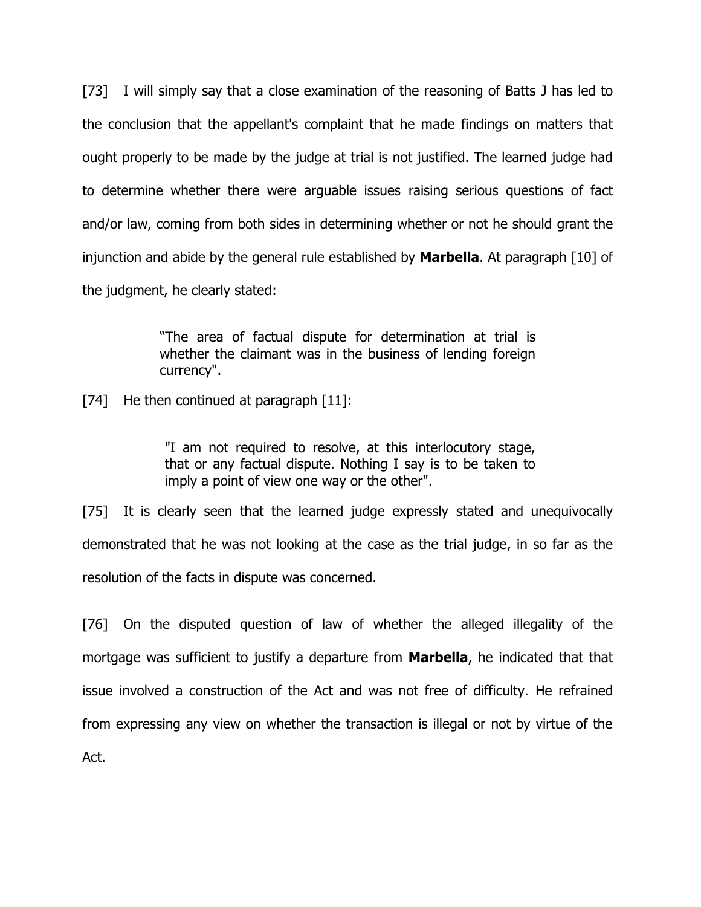[73] I will simply say that a close examination of the reasoning of Batts J has led to the conclusion that the appellant's complaint that he made findings on matters that ought properly to be made by the judge at trial is not justified. The learned judge had to determine whether there were arguable issues raising serious questions of fact and/or law, coming from both sides in determining whether or not he should grant the injunction and abide by the general rule established by **Marbella**. At paragraph [10] of the judgment, he clearly stated:

> "The area of factual dispute for determination at trial is whether the claimant was in the business of lending foreign currency".

[74] He then continued at paragraph [11]:

> "I am not required to resolve, at this interlocutory stage, that or any factual dispute. Nothing I say is to be taken to imply a point of view one way or the other".

[75] It is clearly seen that the learned judge expressly stated and unequivocally demonstrated that he was not looking at the case as the trial judge, in so far as the resolution of the facts in dispute was concerned.

[76] On the disputed question of law of whether the alleged illegality of the mortgage was sufficient to justify a departure from **Marbella**, he indicated that that issue involved a construction of the Act and was not free of difficulty. He refrained from expressing any view on whether the transaction is illegal or not by virtue of the Act.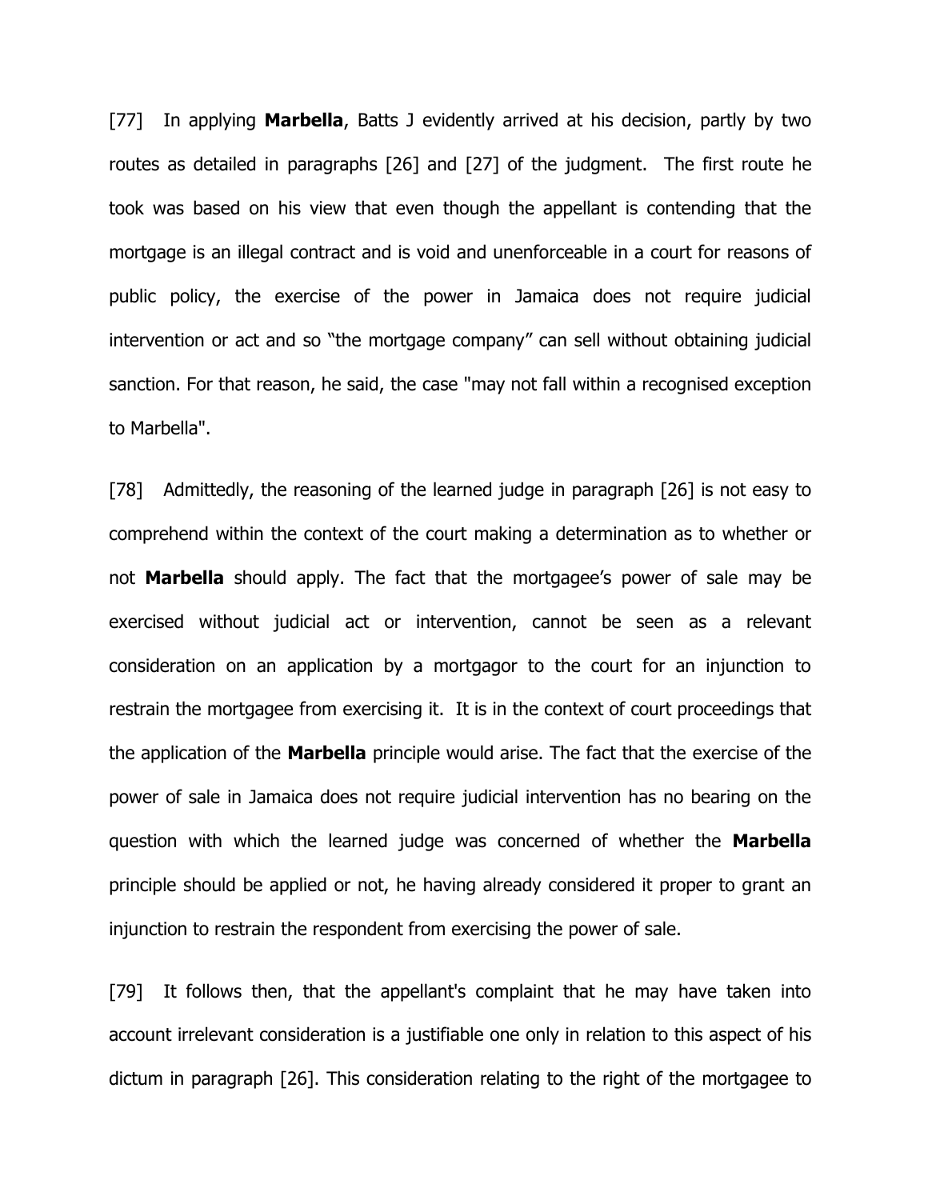[77] In applying **Marbella**, Batts J evidently arrived at his decision, partly by two routes as detailed in paragraphs [26] and [27] of the judgment. The first route he took was based on his view that even though the appellant is contending that the mortgage is an illegal contract and is void and unenforceable in a court for reasons of public policy, the exercise of the power in Jamaica does not require judicial intervention or act and so "the mortgage company" can sell without obtaining judicial sanction. For that reason, he said, the case "may not fall within a recognised exception to Marbella".

[78] Admittedly, the reasoning of the learned judge in paragraph [26] is not easy to comprehend within the context of the court making a determination as to whether or not **Marbella** should apply. The fact that the mortgagee's power of sale may be exercised without judicial act or intervention, cannot be seen as a relevant consideration on an application by a mortgagor to the court for an injunction to restrain the mortgagee from exercising it. It is in the context of court proceedings that the application of the **Marbella** principle would arise. The fact that the exercise of the power of sale in Jamaica does not require judicial intervention has no bearing on the question with which the learned judge was concerned of whether the **Marbella** principle should be applied or not, he having already considered it proper to grant an injunction to restrain the respondent from exercising the power of sale.

[79] It follows then, that the appellant's complaint that he may have taken into account irrelevant consideration is a justifiable one only in relation to this aspect of his dictum in paragraph [26]. This consideration relating to the right of the mortgagee to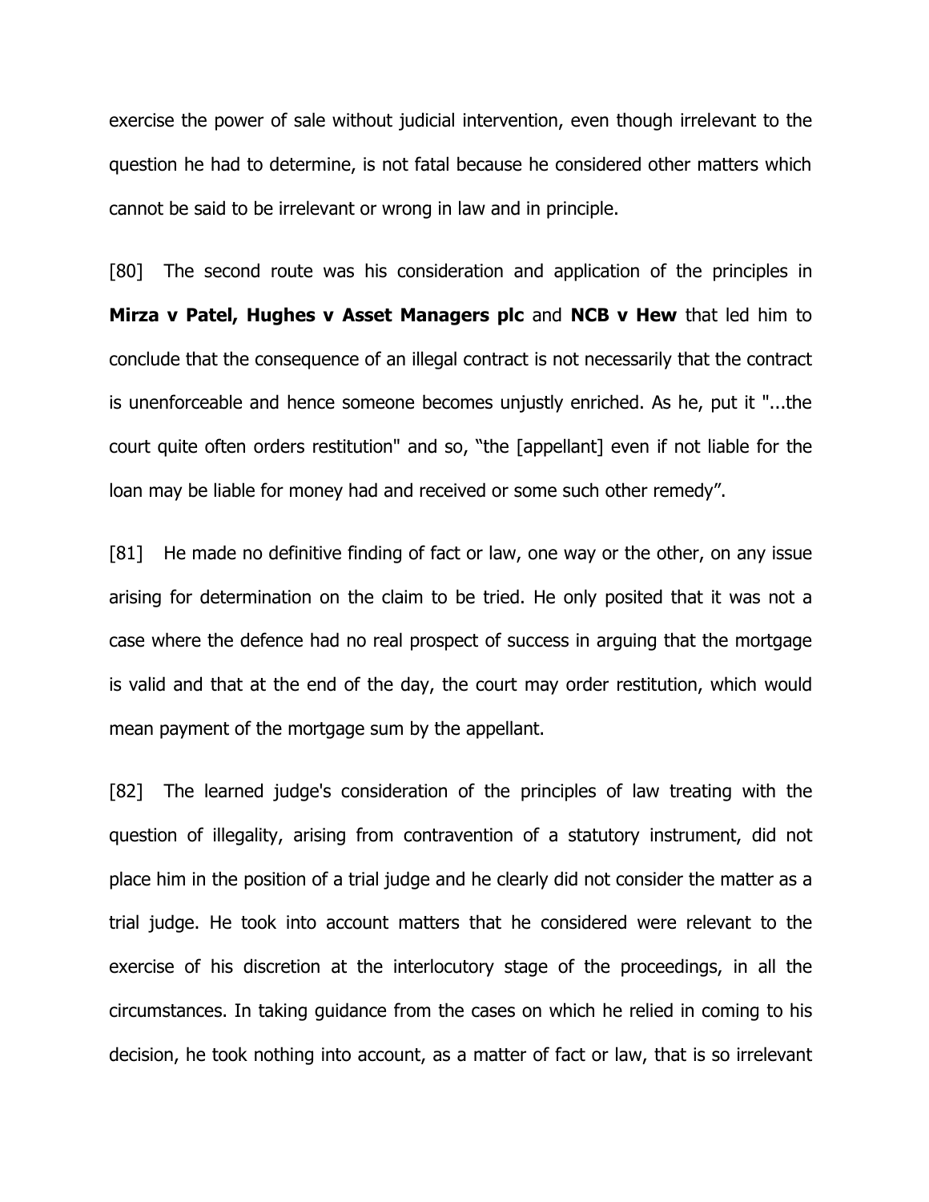exercise the power of sale without judicial intervention, even though irrelevant to the question he had to determine, is not fatal because he considered other matters which cannot be said to be irrelevant or wrong in law and in principle.

[80] The second route was his consideration and application of the principles in **Mirza v Patel, Hughes v Asset Managers plc** and **NCB v Hew** that led him to conclude that the consequence of an illegal contract is not necessarily that the contract is unenforceable and hence someone becomes unjustly enriched. As he, put it "...the court quite often orders restitution" and so, "the [appellant] even if not liable for the loan may be liable for money had and received or some such other remedy".

[81] He made no definitive finding of fact or law, one way or the other, on any issue arising for determination on the claim to be tried. He only posited that it was not a case where the defence had no real prospect of success in arguing that the mortgage is valid and that at the end of the day, the court may order restitution, which would mean payment of the mortgage sum by the appellant.

[82] The learned judge's consideration of the principles of law treating with the question of illegality, arising from contravention of a statutory instrument, did not place him in the position of a trial judge and he clearly did not consider the matter as a trial judge. He took into account matters that he considered were relevant to the exercise of his discretion at the interlocutory stage of the proceedings, in all the circumstances. In taking guidance from the cases on which he relied in coming to his decision, he took nothing into account, as a matter of fact or law, that is so irrelevant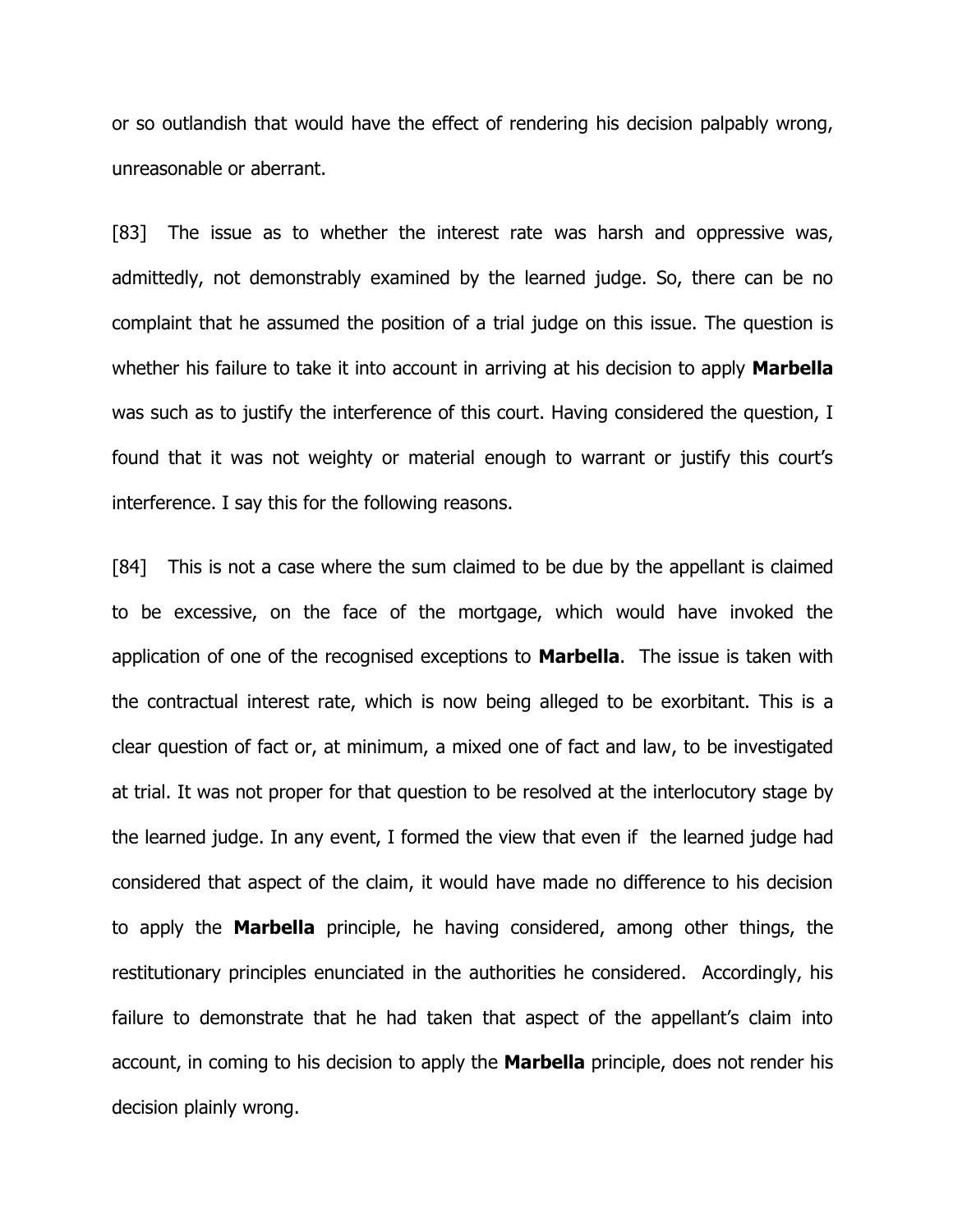or so outlandish that would have the effect of rendering his decision palpably wrong, unreasonable or aberrant.

[83] The issue as to whether the interest rate was harsh and oppressive was, admittedly, not demonstrably examined by the learned judge. So, there can be no complaint that he assumed the position of a trial judge on this issue. The question is whether his failure to take it into account in arriving at his decision to apply **Marbella** was such as to justify the interference of this court. Having considered the question, I found that it was not weighty or material enough to warrant or justify this court's interference. I say this for the following reasons.

[84] This is not a case where the sum claimed to be due by the appellant is claimed to be excessive, on the face of the mortgage, which would have invoked the application of one of the recognised exceptions to **Marbella**. The issue is taken with the contractual interest rate, which is now being alleged to be exorbitant. This is a clear question of fact or, at minimum, a mixed one of fact and law, to be investigated at trial. It was not proper for that question to be resolved at the interlocutory stage by the learned judge. In any event, I formed the view that even if the learned judge had considered that aspect of the claim, it would have made no difference to his decision to apply the **Marbella** principle, he having considered, among other things, the restitutionary principles enunciated in the authorities he considered. Accordingly, his failure to demonstrate that he had taken that aspect of the appellant's claim into account, in coming to his decision to apply the **Marbella** principle, does not render his decision plainly wrong.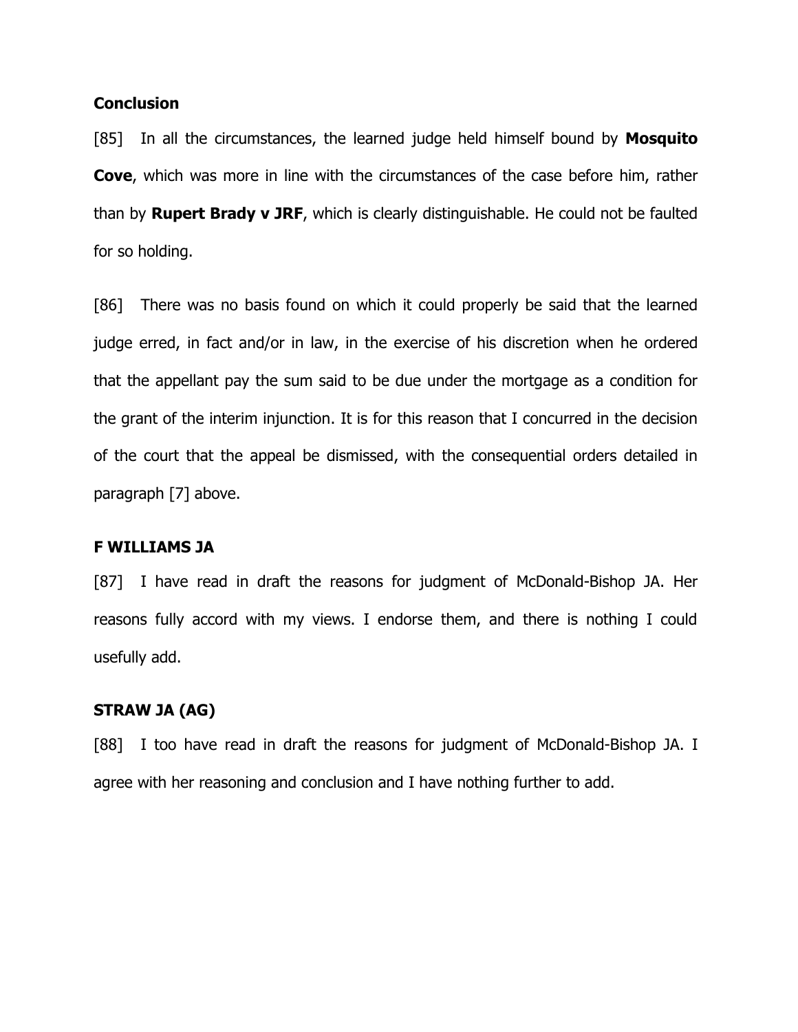## Conclusion

[85] In all the circumstances, the learned judge held himself bound by **Mosquito Cove**, which was more in line with the circumstances of the case before him, rather than by **Rupert Brady v JRF**, which is clearly distinguishable. He could not be faulted for so holding.

[86] There was no basis found on which it could properly be said that the learned judge erred, in fact and/or in law, in the exercise of his discretion when he ordered that the appellant pay the sum said to be due under the mortgage as a condition for the grant of the interim injunction. It is for this reason that I concurred in the decision of the court that the appeal be dismissed, with the consequential orders detailed in paragraph [7] above.

## F WILLIAMS JA

[87] I have read in draft the reasons for judgment of McDonald-Bishop JA. Her reasons fully accord with my views. I endorse them, and there is nothing I could usefully add.

## STRAW JA (AG)

[88] I too have read in draft the reasons for judgment of McDonald-Bishop JA. I agree with her reasoning and conclusion and I have nothing further to add.